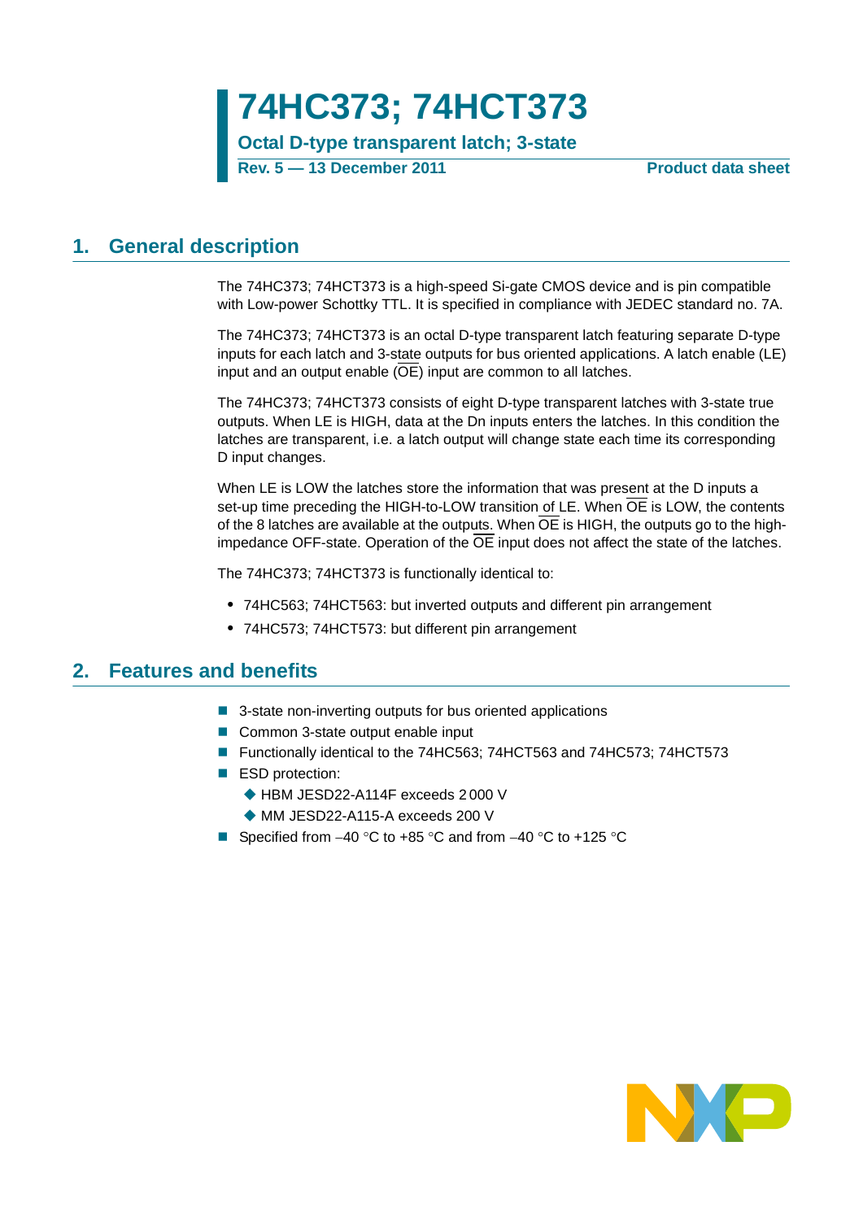# 74HC373; 74HCT373

**Octal D-type transparent latch; 3-state**

**Rev. 5 — 13 December 2011** **Product data sheet**

## 1. General description

The 74HC373; 74HCT373 is a high-speed Si-gate CMOS device and is pin compatible with Low-power Schottky TTL. It is specified in compliance with JEDEC standard no. 7A.

The 74HC373; 74HCT373 is an octal D-type transparent latch featuring separate D-type inputs for each latch and 3-state outputs for bus oriented applications. A latch enable (LE) input and an output enable ($\overline{OE}$) input are common to all latches.

The 74HC373; 74HCT373 consists of eight D-type transparent latches with 3-state true outputs. When LE is HIGH, data at the Dn inputs enters the latches. In this condition the latches are transparent, i.e. a latch output will change state each time its corresponding D input changes.

When LE is LOW the latches store the information that was present at the D inputs a set-up time preceding the HIGH-to-LOW transition of LE. When $\overline{OE}$ is LOW, the contents of the 8 latches are available at the outputs. When $\overline{OE}$ is HIGH, the outputs go to the high-impedance OFF-state. Operation of the $\overline{OE}$ input does not affect the state of the latches.

The 74HC373; 74HCT373 is functionally identical to:

- 74HC563; 74HCT563: but inverted outputs and different pin arrangement
- 74HC573; 74HCT573: but different pin arrangement

## 2. Features and benefits

- 3-state non-inverting outputs for bus oriented applications
- Common 3-state output enable input
- Functionally identical to the 74HC563; 74HCT563 and 74HC573; 74HCT573
- ESD protection:
  - HBM JESD22-A114F exceeds 2 000 V
  - MM JESD22-A115-A exceeds 200 V
- Specified from −40 °C to +85 °C and from −40 °C to +125 °C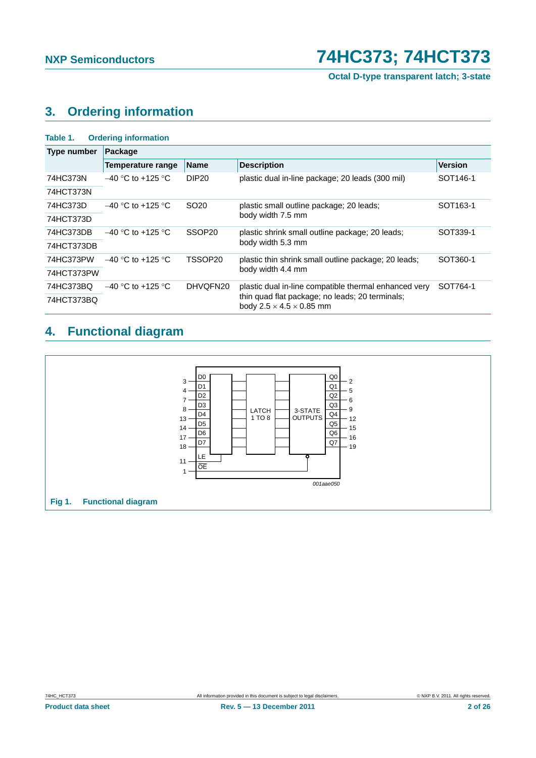## 3. Ordering information

**Table 1. Ordering information**

| Type number | Package | | | |
|---|---|---|---|---|
| | Temperature range | Name | Description | Version |
| 74HC373N<br>74HCT373N | −40 °C to +125 °C | DIP20 | plastic dual in-line package; 20 leads (300 mil) | SOT146-1 |
| 74HC373D<br>74HCT373D | −40 °C to +125 °C | SO20 | plastic small outline package; 20 leads; body width 7.5 mm | SOT163-1 |
| 74HC373DB<br>74HCT373DB | −40 °C to +125 °C | SSOP20 | plastic shrink small outline package; 20 leads; body width 5.3 mm | SOT339-1 |
| 74HC373PW<br>74HCT373PW | −40 °C to +125 °C | TSSOP20 | plastic thin shrink small outline package; 20 leads; body width 4.4 mm | SOT360-1 |
| 74HC373BQ<br>74HCT373BQ | −40 °C to +125 °C | DHVQFN20 | plastic dual in-line compatible thermal enhanced very thin quad flat package; no leads; 20 terminals; body 2.5 × 4.5 × 0.85 mm | SOT764-1 |

## 4. Functional diagram

**Fig 1. Functional diagram**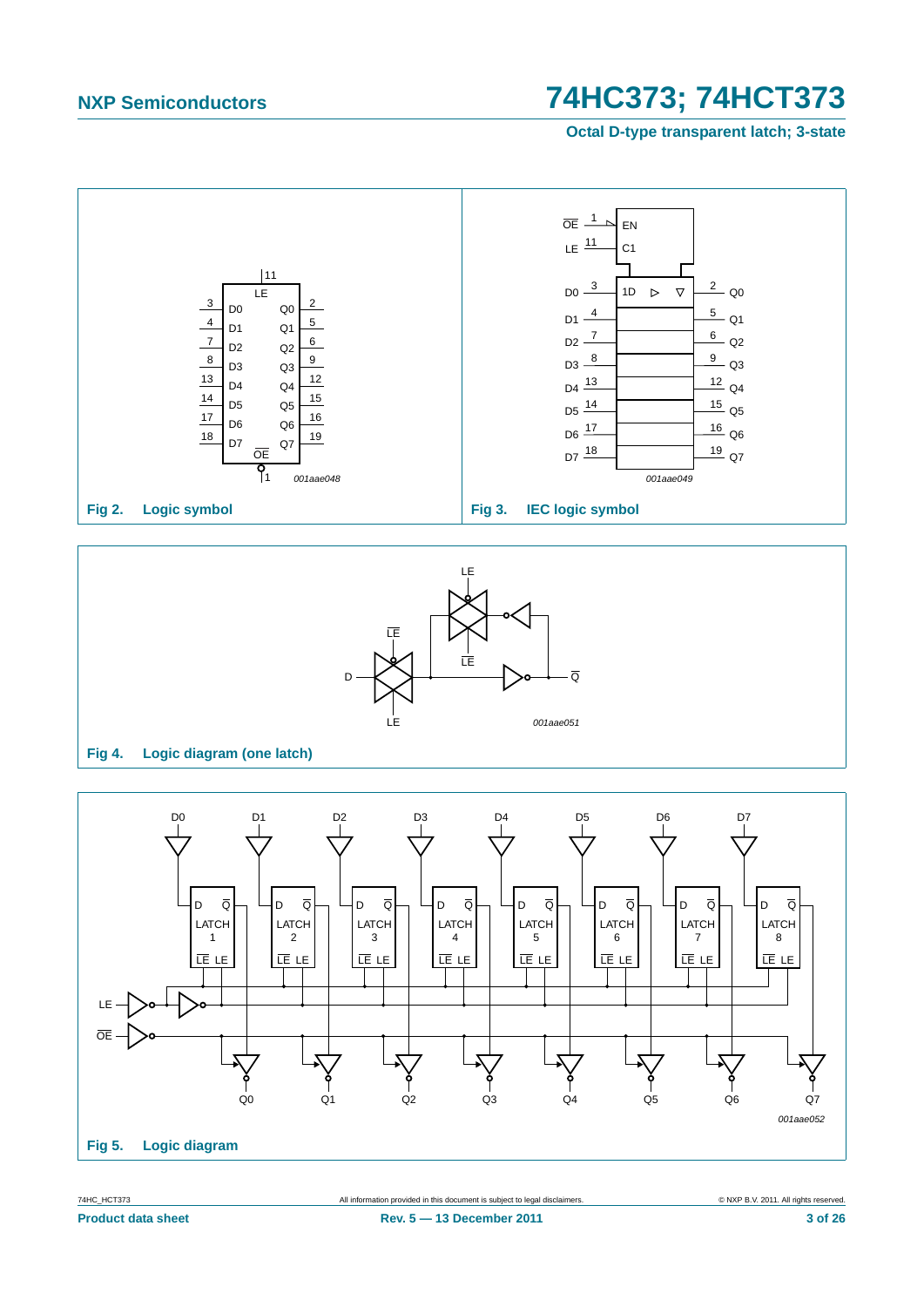Fig 2. Logic symbol

Fig 3. IEC logic symbol

Fig 4. Logic diagram (one latch)

Fig 5. Logic diagram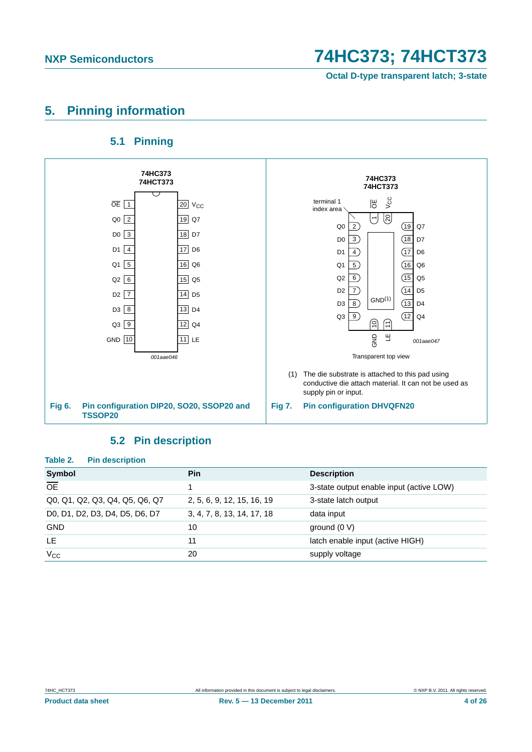## 5. Pinning information

### 5.1 Pinning

74HC373
74HCT373

| | Pin | Pin | |
|---|---|---|---|
| $\overline{OE}$ | 1 | 20 | $V_{CC}$ |
| Q0 | 2 | 19 | Q7 |
| D0 | 3 | 18 | D7 |
| D1 | 4 | 17 | D6 |
| Q1 | 5 | 16 | Q6 |
| Q2 | 6 | 15 | Q5 |
| D2 | 7 | 14 | D5 |
| D3 | 8 | 13 | D4 |
| Q3 | 9 | 12 | Q4 |
| GND | 10 | 11 | LE |

001aae046

**Fig 6. Pin configuration DIP20, SO20, SSOP20 and TSSOP20**

74HC373
74HCT373

terminal 1 index area

Top: $\overline{OE}$ (1), $V_{CC}$ (20)

Left: Q0 (2), D0 (3), D1 (4), Q1 (5), Q2 (6), D2 (7), D3 (8), Q3 (9)

Right: Q7 (19), D7 (18), D6 (17), Q6 (16), Q5 (15), D5 (14), D4 (13), Q4 (12)

Bottom: GND (10), LE (11)

GND(1)

001aae047

Transparent top view

(1) The die substrate is attached to this pad using conductive die attach material. It can not be used as supply pin or input.

**Fig 7. Pin configuration DHVQFN20**

### 5.2 Pin description

**Table 2. Pin description**

| Symbol | Pin | Description |
|---|---|---|
| $\overline{OE}$ | 1 | 3-state output enable input (active LOW) |
| Q0, Q1, Q2, Q3, Q4, Q5, Q6, Q7 | 2, 5, 6, 9, 12, 15, 16, 19 | 3-state latch output |
| D0, D1, D2, D3, D4, D5, D6, D7 | 3, 4, 7, 8, 13, 14, 17, 18 | data input |
| GND | 10 | ground (0 V) |
| LE | 11 | latch enable input (active HIGH) |
| $V_{CC}$ | 20 | supply voltage |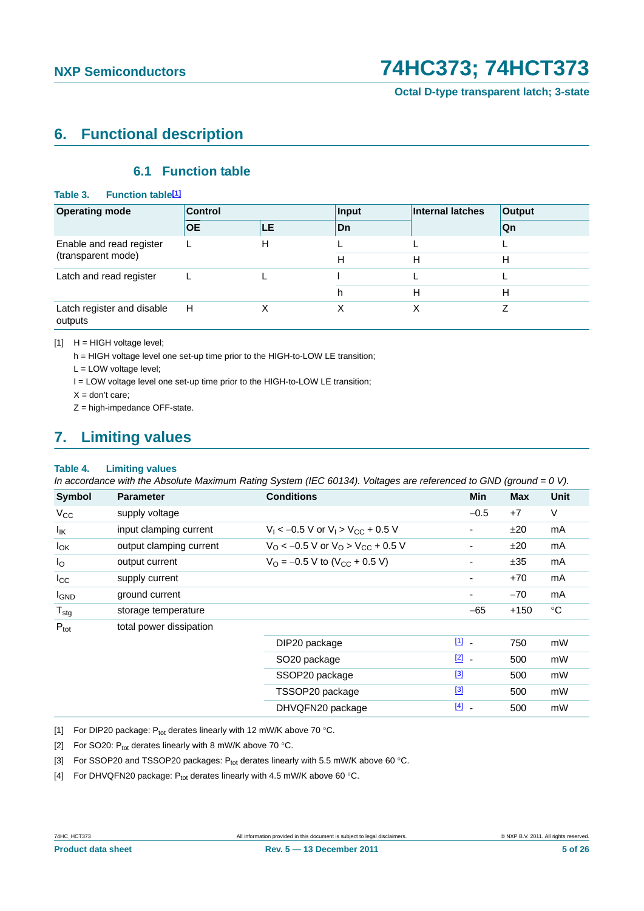## 6. Functional description

### 6.1 Function table

**Table 3. Function table[1]**

| Operating mode | Control | | Input | Internal latches | Output |
|---|---|---|---|---|---|
| | OE | LE | Dn | | Qn |
| Enable and read register (transparent mode) | L | H | L | L | L |
| | | | H | H | H |
| Latch and read register | L | L | l | L | L |
| | | | h | H | H |
| Latch register and disable outputs | H | X | X | X | Z |

[1] H = HIGH voltage level;
h = HIGH voltage level one set-up time prior to the HIGH-to-LOW LE transition;
L = LOW voltage level;
l = LOW voltage level one set-up time prior to the HIGH-to-LOW LE transition;
X = don't care;
Z = high-impedance OFF-state.

## 7. Limiting values

**Table 4. Limiting values**

*In accordance with the Absolute Maximum Rating System (IEC 60134). Voltages are referenced to GND (ground = 0 V).*

| Symbol | Parameter | Conditions | | Min | Max | Unit |
|---|---|---|---|---|---|---|
| $V_{CC}$ | supply voltage | | | −0.5 | +7 | V |
| $I_{IK}$ | input clamping current | $V_I < -0.5$ V or $V_I > V_{CC} + 0.5$ V | | - | ±20 | mA |
| $I_{OK}$ | output clamping current | $V_O < -0.5$ V or $V_O > V_{CC} + 0.5$ V | | - | ±20 | mA |
| $I_O$ | output current | $V_O = -0.5$ V to ($V_{CC} + 0.5$ V) | | - | ±35 | mA |
| $I_{CC}$ | supply current | | | - | +70 | mA |
| $I_{GND}$ | ground current | | | - | −70 | mA |
| $T_{stg}$ | storage temperature | | | −65 | +150 | °C |
| $P_{tot}$ | total power dissipation | | | | | |
| | | DIP20 package | [1] | - | 750 | mW |
| | | SO20 package | [2] | - | 500 | mW |
| | | SSOP20 package | [3] | | 500 | mW |
| | | TSSOP20 package | [3] | | 500 | mW |
| | | DHVQFN20 package | [4] | - | 500 | mW |

[1] For DIP20 package: $P_{tot}$ derates linearly with 12 mW/K above 70 °C.

[2] For SO20: $P_{tot}$ derates linearly with 8 mW/K above 70 °C.

[3] For SSOP20 and TSSOP20 packages: $P_{tot}$ derates linearly with 5.5 mW/K above 60 °C.

[4] For DHVQFN20 package: $P_{tot}$ derates linearly with 4.5 mW/K above 60 °C.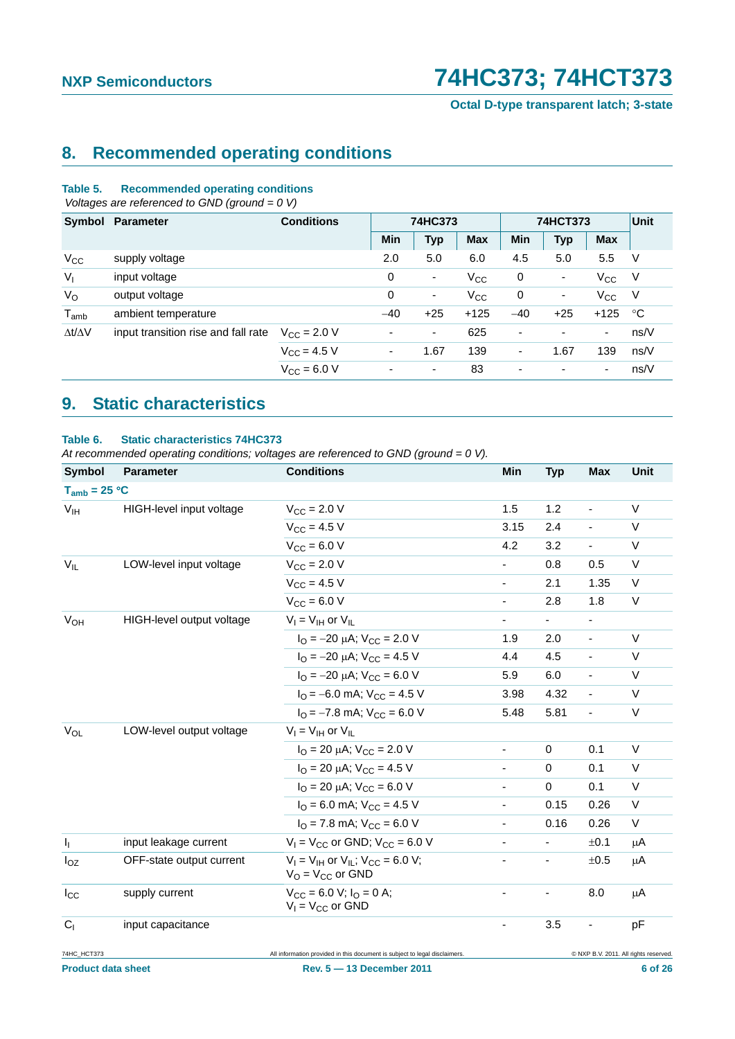## 8. Recommended operating conditions

**Table 5. Recommended operating conditions**

*Voltages are referenced to GND (ground = 0 V)*

| Symbol | Parameter | Conditions | 74HC373 | | | 74HCT373 | | | Unit |
|---|---|---|---|---|---|---|---|---|---|
| | | | Min | Typ | Max | Min | Typ | Max | |
| $V_{CC}$ | supply voltage | | 2.0 | 5.0 | 6.0 | 4.5 | 5.0 | 5.5 | V |
| $V_I$ | input voltage | | 0 | - | $V_{CC}$ | 0 | - | $V_{CC}$ | V |
| $V_O$ | output voltage | | 0 | - | $V_{CC}$ | 0 | - | $V_{CC}$ | V |
| $T_{amb}$ | ambient temperature | | −40 | +25 | +125 | −40 | +25 | +125 | °C |
| $\Delta t/\Delta V$ | input transition rise and fall rate | $V_{CC}$ = 2.0 V | - | - | 625 | - | - | - | ns/V |
| | | $V_{CC}$ = 4.5 V | - | 1.67 | 139 | - | 1.67 | 139 | ns/V |
| | | $V_{CC}$ = 6.0 V | - | - | 83 | - | - | - | ns/V |

## 9. Static characteristics

**Table 6. Static characteristics 74HC373**

*At recommended operating conditions; voltages are referenced to GND (ground = 0 V).*

| Symbol | Parameter | Conditions | Min | Typ | Max | Unit |
|---|---|---|---|---|---|---|
| **$T_{amb}$ = 25 °C** | | | | | | |
| $V_{IH}$ | HIGH-level input voltage | $V_{CC}$ = 2.0 V | 1.5 | 1.2 | - | V |
| | | $V_{CC}$ = 4.5 V | 3.15 | 2.4 | - | V |
| | | $V_{CC}$ = 6.0 V | 4.2 | 3.2 | - | V |
| $V_{IL}$ | LOW-level input voltage | $V_{CC}$ = 2.0 V | - | 0.8 | 0.5 | V |
| | | $V_{CC}$ = 4.5 V | - | 2.1 | 1.35 | V |
| | | $V_{CC}$ = 6.0 V | - | 2.8 | 1.8 | V |
| $V_{OH}$ | HIGH-level output voltage | $V_I = V_{IH}$ or $V_{IL}$ | - | - | - | |
| | | $I_O$ = −20 μA; $V_{CC}$ = 2.0 V | 1.9 | 2.0 | - | V |
| | | $I_O$ = −20 μA; $V_{CC}$ = 4.5 V | 4.4 | 4.5 | - | V |
| | | $I_O$ = −20 μA; $V_{CC}$ = 6.0 V | 5.9 | 6.0 | - | V |
| | | $I_O$ = −6.0 mA; $V_{CC}$ = 4.5 V | 3.98 | 4.32 | - | V |
| | | $I_O$ = −7.8 mA; $V_{CC}$ = 6.0 V | 5.48 | 5.81 | - | V |
| $V_{OL}$ | LOW-level output voltage | $V_I = V_{IH}$ or $V_{IL}$ | | | | |
| | | $I_O$ = 20 μA; $V_{CC}$ = 2.0 V | - | 0 | 0.1 | V |
| | | $I_O$ = 20 μA; $V_{CC}$ = 4.5 V | - | 0 | 0.1 | V |
| | | $I_O$ = 20 μA; $V_{CC}$ = 6.0 V | - | 0 | 0.1 | V |
| | | $I_O$ = 6.0 mA; $V_{CC}$ = 4.5 V | - | 0.15 | 0.26 | V |
| | | $I_O$ = 7.8 mA; $V_{CC}$ = 6.0 V | - | 0.16 | 0.26 | V |
| $I_I$ | input leakage current | $V_I = V_{CC}$ or GND; $V_{CC}$ = 6.0 V | - | - | ±0.1 | μA |
| $I_{OZ}$ | OFF-state output current | $V_I = V_{IH}$ or $V_{IL}$; $V_{CC}$ = 6.0 V; $V_O = V_{CC}$ or GND | - | - | ±0.5 | μA |
| $I_{CC}$ | supply current | $V_{CC}$ = 6.0 V; $I_O$ = 0 A; $V_I = V_{CC}$ or GND | - | - | 8.0 | μA |
| $C_I$ | input capacitance | | - | 3.5 | - | pF |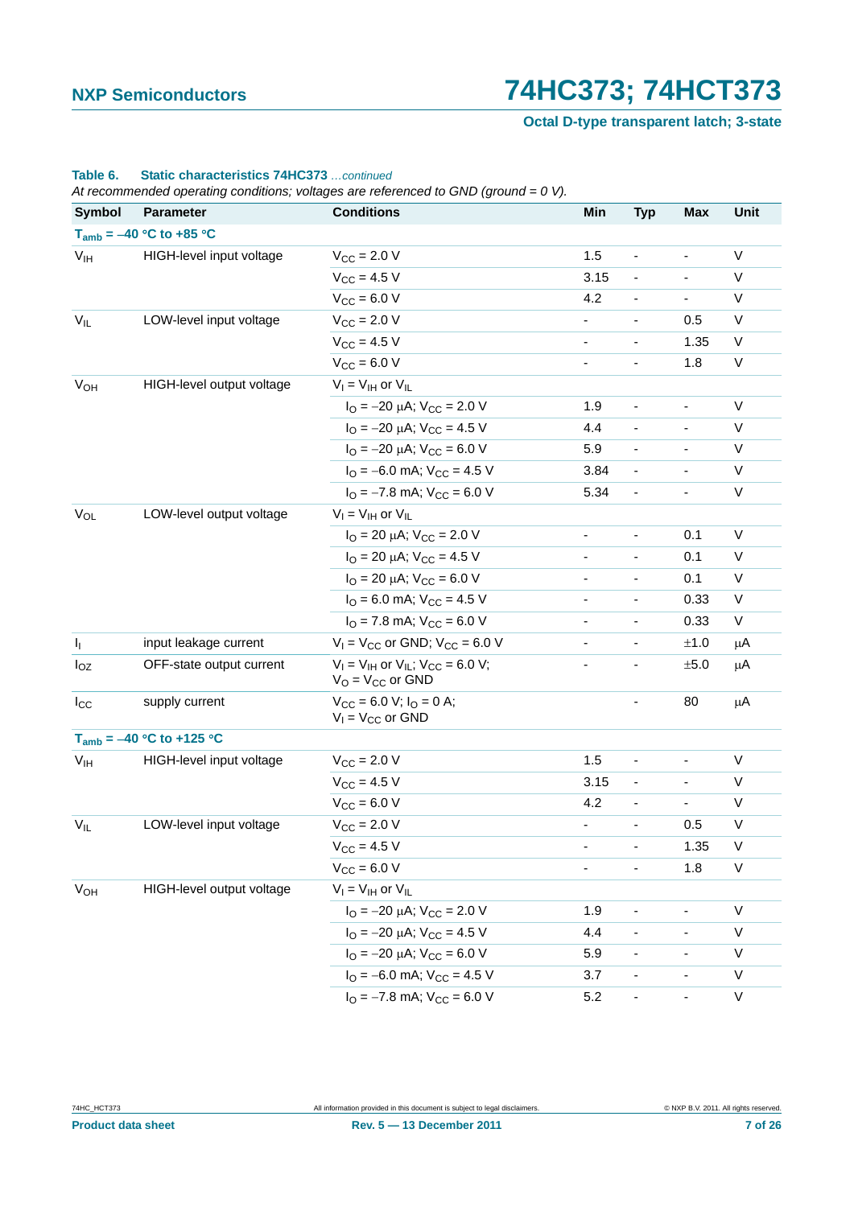**Table 6. Static characteristics 74HC373** *…continued*

*At recommended operating conditions; voltages are referenced to GND (ground = 0 V).*

| Symbol | Parameter | Conditions | Min | Typ | Max | Unit |
|---|---|---|---|---|---|---|
| **$T_{amb}$ = −40 °C to +85 °C** | | | | | | |
| $V_{IH}$ | HIGH-level input voltage | $V_{CC}$ = 2.0 V | 1.5 | - | - | V |
| | | $V_{CC}$ = 4.5 V | 3.15 | - | - | V |
| | | $V_{CC}$ = 6.0 V | 4.2 | - | - | V |
| $V_{IL}$ | LOW-level input voltage | $V_{CC}$ = 2.0 V | - | - | 0.5 | V |
| | | $V_{CC}$ = 4.5 V | - | - | 1.35 | V |
| | | $V_{CC}$ = 6.0 V | - | - | 1.8 | V |
| $V_{OH}$ | HIGH-level output voltage | $V_I$ = $V_{IH}$ or $V_{IL}$ | | | | |
| | | $I_O$ = −20 μA; $V_{CC}$ = 2.0 V | 1.9 | - | - | V |
| | | $I_O$ = −20 μA; $V_{CC}$ = 4.5 V | 4.4 | - | - | V |
| | | $I_O$ = −20 μA; $V_{CC}$ = 6.0 V | 5.9 | - | - | V |
| | | $I_O$ = −6.0 mA; $V_{CC}$ = 4.5 V | 3.84 | - | - | V |
| | | $I_O$ = −7.8 mA; $V_{CC}$ = 6.0 V | 5.34 | - | - | V |
| $V_{OL}$ | LOW-level output voltage | $V_I$ = $V_{IH}$ or $V_{IL}$ | | | | |
| | | $I_O$ = 20 μA; $V_{CC}$ = 2.0 V | - | - | 0.1 | V |
| | | $I_O$ = 20 μA; $V_{CC}$ = 4.5 V | - | - | 0.1 | V |
| | | $I_O$ = 20 μA; $V_{CC}$ = 6.0 V | - | - | 0.1 | V |
| | | $I_O$ = 6.0 mA; $V_{CC}$ = 4.5 V | - | - | 0.33 | V |
| | | $I_O$ = 7.8 mA; $V_{CC}$ = 6.0 V | - | - | 0.33 | V |
| $I_I$ | input leakage current | $V_I$ = $V_{CC}$ or GND; $V_{CC}$ = 6.0 V | - | - | ±1.0 | μA |
| $I_{OZ}$ | OFF-state output current | $V_I$ = $V_{IH}$ or $V_{IL}$; $V_{CC}$ = 6.0 V; $V_O$ = $V_{CC}$ or GND | - | - | ±5.0 | μA |
| $I_{CC}$ | supply current | $V_{CC}$ = 6.0 V; $I_O$ = 0 A; $V_I$ = $V_{CC}$ or GND | | - | 80 | μA |
| **$T_{amb}$ = −40 °C to +125 °C** | | | | | | |
| $V_{IH}$ | HIGH-level input voltage | $V_{CC}$ = 2.0 V | 1.5 | - | - | V |
| | | $V_{CC}$ = 4.5 V | 3.15 | - | - | V |
| | | $V_{CC}$ = 6.0 V | 4.2 | - | - | V |
| $V_{IL}$ | LOW-level input voltage | $V_{CC}$ = 2.0 V | - | - | 0.5 | V |
| | | $V_{CC}$ = 4.5 V | - | - | 1.35 | V |
| | | $V_{CC}$ = 6.0 V | - | - | 1.8 | V |
| $V_{OH}$ | HIGH-level output voltage | $V_I$ = $V_{IH}$ or $V_{IL}$ | | | | |
| | | $I_O$ = −20 μA; $V_{CC}$ = 2.0 V | 1.9 | - | - | V |
| | | $I_O$ = −20 μA; $V_{CC}$ = 4.5 V | 4.4 | - | - | V |
| | | $I_O$ = −20 μA; $V_{CC}$ = 6.0 V | 5.9 | - | - | V |
| | | $I_O$ = −6.0 mA; $V_{CC}$ = 4.5 V | 3.7 | - | - | V |
| | | $I_O$ = −7.8 mA; $V_{CC}$ = 6.0 V | 5.2 | - | - | V |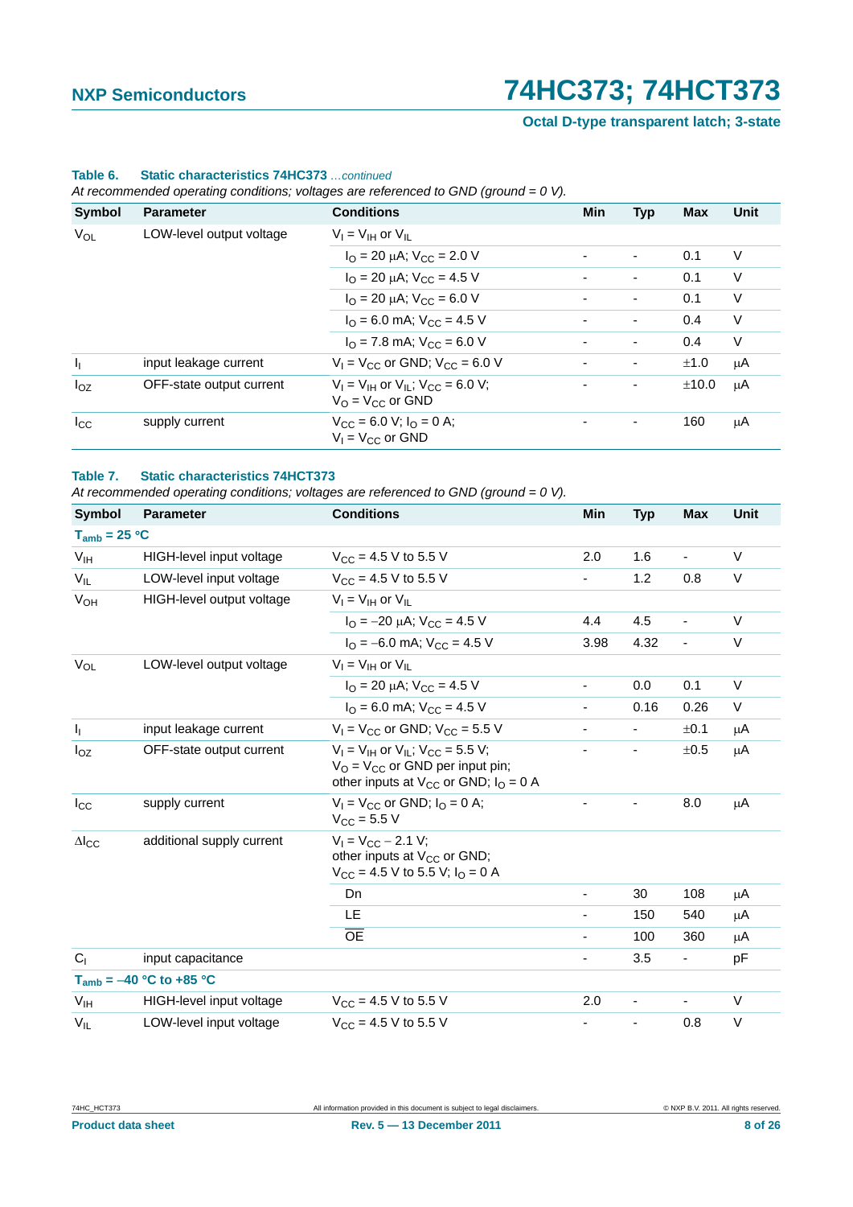**Table 6. Static characteristics 74HC373** *...continued*

*At recommended operating conditions; voltages are referenced to GND (ground = 0 V).*

| Symbol | Parameter | Conditions | Min | Typ | Max | Unit |
|---|---|---|---|---|---|---|
| $V_{OL}$ | LOW-level output voltage | $V_I = V_{IH}$ or $V_{IL}$ | | | | |
| | | $I_O = 20\ \mu A$; $V_{CC} = 2.0\ V$ | - | - | 0.1 | V |
| | | $I_O = 20\ \mu A$; $V_{CC} = 4.5\ V$ | - | - | 0.1 | V |
| | | $I_O = 20\ \mu A$; $V_{CC} = 6.0\ V$ | - | - | 0.1 | V |
| | | $I_O = 6.0\ mA$; $V_{CC} = 4.5\ V$ | - | - | 0.4 | V |
| | | $I_O = 7.8\ mA$; $V_{CC} = 6.0\ V$ | - | - | 0.4 | V |
| $I_I$ | input leakage current | $V_I = V_{CC}$ or GND; $V_{CC} = 6.0\ V$ | - | - | ±1.0 | μA |
| $I_{OZ}$ | OFF-state output current | $V_I = V_{IH}$ or $V_{IL}$; $V_{CC} = 6.0\ V$; $V_O = V_{CC}$ or GND | - | - | ±10.0 | μA |
| $I_{CC}$ | supply current | $V_{CC} = 6.0\ V$; $I_O = 0\ A$; $V_I = V_{CC}$ or GND | - | - | 160 | μA |

**Table 7. Static characteristics 74HCT373**

*At recommended operating conditions; voltages are referenced to GND (ground = 0 V).*

| Symbol | Parameter | Conditions | Min | Typ | Max | Unit |
|---|---|---|---|---|---|---|
| **$T_{amb}$ = 25 °C** | | | | | | |
| $V_{IH}$ | HIGH-level input voltage | $V_{CC} = 4.5\ V$ to $5.5\ V$ | 2.0 | 1.6 | - | V |
| $V_{IL}$ | LOW-level input voltage | $V_{CC} = 4.5\ V$ to $5.5\ V$ | - | 1.2 | 0.8 | V |
| $V_{OH}$ | HIGH-level output voltage | $V_I = V_{IH}$ or $V_{IL}$ | | | | |
| | | $I_O = -20\ \mu A$; $V_{CC} = 4.5\ V$ | 4.4 | 4.5 | - | V |
| | | $I_O = -6.0\ mA$; $V_{CC} = 4.5\ V$ | 3.98 | 4.32 | - | V |
| $V_{OL}$ | LOW-level output voltage | $V_I = V_{IH}$ or $V_{IL}$ | | | | |
| | | $I_O = 20\ \mu A$; $V_{CC} = 4.5\ V$ | - | 0.0 | 0.1 | V |
| | | $I_O = 6.0\ mA$; $V_{CC} = 4.5\ V$ | - | 0.16 | 0.26 | V |
| $I_I$ | input leakage current | $V_I = V_{CC}$ or GND; $V_{CC} = 5.5\ V$ | - | - | ±0.1 | μA |
| $I_{OZ}$ | OFF-state output current | $V_I = V_{IH}$ or $V_{IL}$; $V_{CC} = 5.5\ V$; $V_O = V_{CC}$ or GND per input pin; other inputs at $V_{CC}$ or GND; $I_O = 0\ A$ | - | - | ±0.5 | μA |
| $I_{CC}$ | supply current | $V_I = V_{CC}$ or GND; $I_O = 0\ A$; $V_{CC} = 5.5\ V$ | - | - | 8.0 | μA |
| $\Delta I_{CC}$ | additional supply current | $V_I = V_{CC} - 2.1\ V$; other inputs at $V_{CC}$ or GND; $V_{CC} = 4.5\ V$ to $5.5\ V$; $I_O = 0\ A$ | | | | |
| | | Dn | - | 30 | 108 | μA |
| | | LE | - | 150 | 540 | μA |
| | | $\overline{OE}$ | - | 100 | 360 | μA |
| $C_I$ | input capacitance | | - | 3.5 | - | pF |
| **$T_{amb}$ = −40 °C to +85 °C** | | | | | | |
| $V_{IH}$ | HIGH-level input voltage | $V_{CC} = 4.5\ V$ to $5.5\ V$ | 2.0 | - | - | V |
| $V_{IL}$ | LOW-level input voltage | $V_{CC} = 4.5\ V$ to $5.5\ V$ | - | - | 0.8 | V |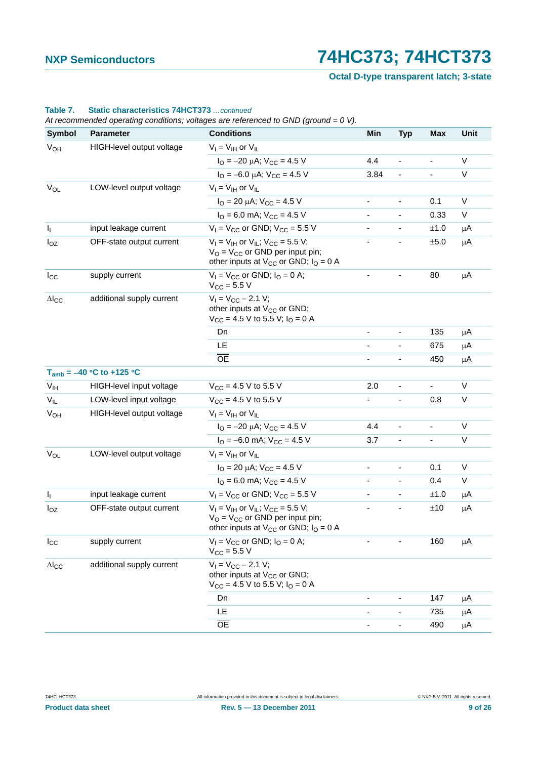**Table 7. Static characteristics 74HCT373** *...continued*

*At recommended operating conditions; voltages are referenced to GND (ground = 0 V).*

| Symbol | Parameter | Conditions | Min | Typ | Max | Unit |
|---|---|---|---|---|---|---|
| $V_{OH}$ | HIGH-level output voltage | $V_I = V_{IH}$ or $V_{IL}$ | | | | |
| | | $I_O = -20$ μA; $V_{CC} = 4.5$ V | 4.4 | - | - | V |
| | | $I_O = -6.0$ μA; $V_{CC} = 4.5$ V | 3.84 | - | - | V |
| $V_{OL}$ | LOW-level output voltage | $V_I = V_{IH}$ or $V_{IL}$ | | | | |
| | | $I_O = 20$ μA; $V_{CC} = 4.5$ V | - | - | 0.1 | V |
| | | $I_O = 6.0$ mA; $V_{CC} = 4.5$ V | - | - | 0.33 | V |
| $I_I$ | input leakage current | $V_I = V_{CC}$ or GND; $V_{CC} = 5.5$ V | - | - | ±1.0 | μA |
| $I_{OZ}$ | OFF-state output current | $V_I = V_{IH}$ or $V_{IL}$; $V_{CC} = 5.5$ V; $V_O = V_{CC}$ or GND per input pin; other inputs at $V_{CC}$ or GND; $I_O = 0$ A | - | - | ±5.0 | μA |
| $I_{CC}$ | supply current | $V_I = V_{CC}$ or GND; $I_O = 0$ A; $V_{CC} = 5.5$ V | - | - | 80 | μA |
| $\Delta I_{CC}$ | additional supply current | $V_I = V_{CC} - 2.1$ V; other inputs at $V_{CC}$ or GND; $V_{CC} = 4.5$ V to 5.5 V; $I_O = 0$ A | | | | |
| | | Dn | - | - | 135 | μA |
| | | LE | - | - | 675 | μA |
| | | $\overline{OE}$ | - | - | 450 | μA |
| **$T_{amb} = -40$ °C to +125 °C** | | | | | | |
| $V_{IH}$ | HIGH-level input voltage | $V_{CC} = 4.5$ V to 5.5 V | 2.0 | - | - | V |
| $V_{IL}$ | LOW-level input voltage | $V_{CC} = 4.5$ V to 5.5 V | - | - | 0.8 | V |
| $V_{OH}$ | HIGH-level output voltage | $V_I = V_{IH}$ or $V_{IL}$ | | | | |
| | | $I_O = -20$ μA; $V_{CC} = 4.5$ V | 4.4 | - | - | V |
| | | $I_O = -6.0$ mA; $V_{CC} = 4.5$ V | 3.7 | - | - | V |
| $V_{OL}$ | LOW-level output voltage | $V_I = V_{IH}$ or $V_{IL}$ | | | | |
| | | $I_O = 20$ μA; $V_{CC} = 4.5$ V | - | - | 0.1 | V |
| | | $I_O = 6.0$ mA; $V_{CC} = 4.5$ V | - | - | 0.4 | V |
| $I_I$ | input leakage current | $V_I = V_{CC}$ or GND; $V_{CC} = 5.5$ V | - | - | ±1.0 | μA |
| $I_{OZ}$ | OFF-state output current | $V_I = V_{IH}$ or $V_{IL}$; $V_{CC} = 5.5$ V; $V_O = V_{CC}$ or GND per input pin; other inputs at $V_{CC}$ or GND; $I_O = 0$ A | - | - | ±10 | μA |
| $I_{CC}$ | supply current | $V_I = V_{CC}$ or GND; $I_O = 0$ A; $V_{CC} = 5.5$ V | - | - | 160 | μA |
| $\Delta I_{CC}$ | additional supply current | $V_I = V_{CC} - 2.1$ V; other inputs at $V_{CC}$ or GND; $V_{CC} = 4.5$ V to 5.5 V; $I_O = 0$ A | | | | |
| | | Dn | - | - | 147 | μA |
| | | LE | - | - | 735 | μA |
| | | $\overline{OE}$ | - | - | 490 | μA |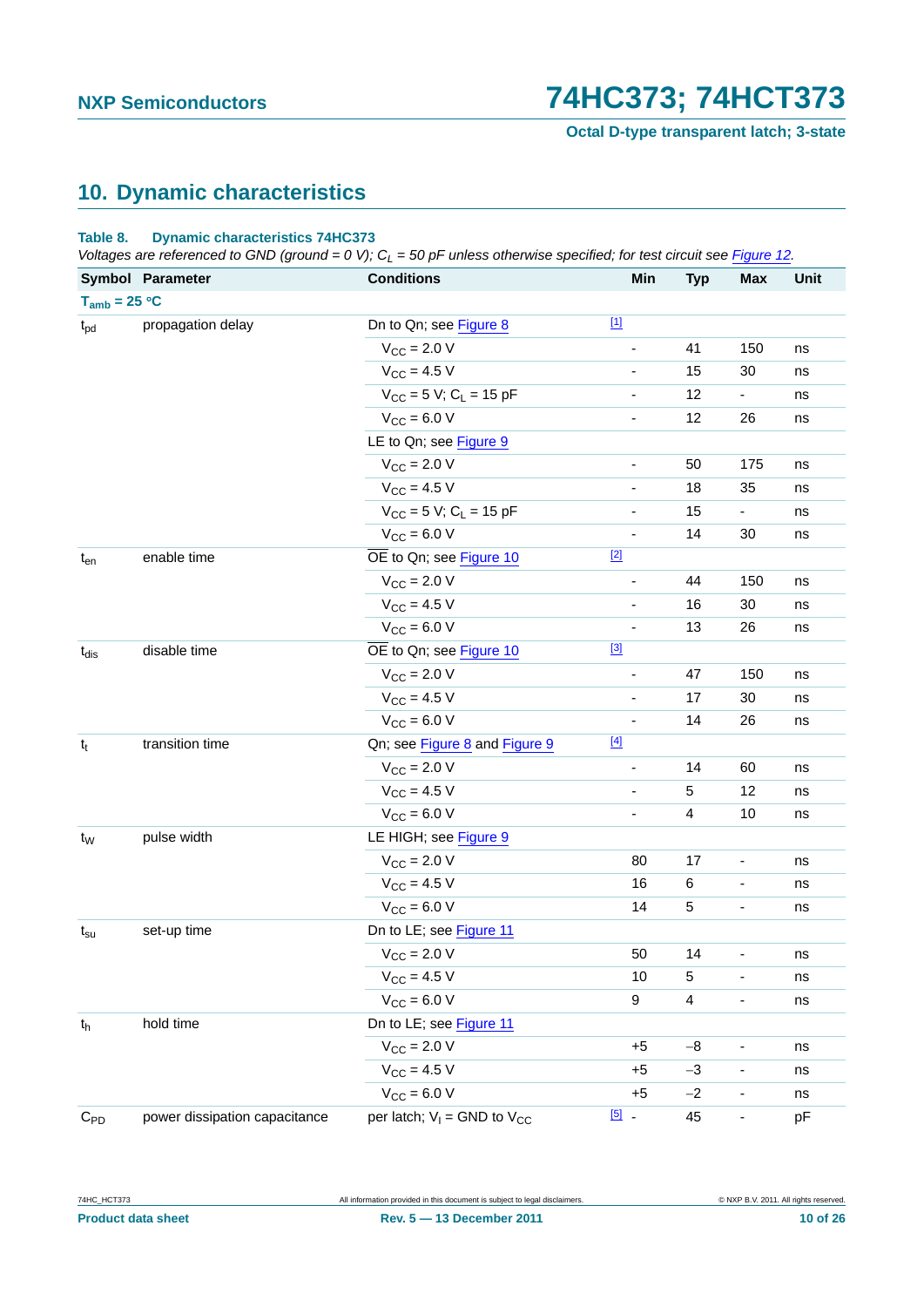## 10. Dynamic characteristics

**Table 8. Dynamic characteristics 74HC373**

*Voltages are referenced to GND (ground = 0 V); $C_L$ = 50 pF unless otherwise specified; for test circuit see Figure 12.*

| Symbol | Parameter | Conditions | | Min | Typ | Max | Unit |
|---|---|---|---|---|---|---|---|
| **$T_{amb}$ = 25 °C** | | | | | | | |
| $t_{pd}$ | propagation delay | Dn to Qn; see Figure 8 | [1] | | | | |
| | | $V_{CC}$ = 2.0 V | | - | 41 | 150 | ns |
| | | $V_{CC}$ = 4.5 V | | - | 15 | 30 | ns |
| | | $V_{CC}$ = 5 V; $C_L$ = 15 pF | | - | 12 | - | ns |
| | | $V_{CC}$ = 6.0 V | | - | 12 | 26 | ns |
| | | LE to Qn; see Figure 9 | | | | | |
| | | $V_{CC}$ = 2.0 V | | - | 50 | 175 | ns |
| | | $V_{CC}$ = 4.5 V | | - | 18 | 35 | ns |
| | | $V_{CC}$ = 5 V; $C_L$ = 15 pF | | - | 15 | - | ns |
| | | $V_{CC}$ = 6.0 V | | - | 14 | 30 | ns |
| $t_{en}$ | enable time | $\overline{OE}$ to Qn; see Figure 10 | [2] | | | | |
| | | $V_{CC}$ = 2.0 V | | - | 44 | 150 | ns |
| | | $V_{CC}$ = 4.5 V | | - | 16 | 30 | ns |
| | | $V_{CC}$ = 6.0 V | | - | 13 | 26 | ns |
| $t_{dis}$ | disable time | $\overline{OE}$ to Qn; see Figure 10 | [3] | | | | |
| | | $V_{CC}$ = 2.0 V | | - | 47 | 150 | ns |
| | | $V_{CC}$ = 4.5 V | | - | 17 | 30 | ns |
| | | $V_{CC}$ = 6.0 V | | - | 14 | 26 | ns |
| $t_t$ | transition time | Qn; see Figure 8 and Figure 9 | [4] | | | | |
| | | $V_{CC}$ = 2.0 V | | - | 14 | 60 | ns |
| | | $V_{CC}$ = 4.5 V | | - | 5 | 12 | ns |
| | | $V_{CC}$ = 6.0 V | | - | 4 | 10 | ns |
| $t_W$ | pulse width | LE HIGH; see Figure 9 | | | | | |
| | | $V_{CC}$ = 2.0 V | | 80 | 17 | - | ns |
| | | $V_{CC}$ = 4.5 V | | 16 | 6 | - | ns |
| | | $V_{CC}$ = 6.0 V | | 14 | 5 | - | ns |
| $t_{su}$ | set-up time | Dn to LE; see Figure 11 | | | | | |
| | | $V_{CC}$ = 2.0 V | | 50 | 14 | - | ns |
| | | $V_{CC}$ = 4.5 V | | 10 | 5 | - | ns |
| | | $V_{CC}$ = 6.0 V | | 9 | 4 | - | ns |
| $t_h$ | hold time | Dn to LE; see Figure 11 | | | | | |
| | | $V_{CC}$ = 2.0 V | | +5 | −8 | - | ns |
| | | $V_{CC}$ = 4.5 V | | +5 | −3 | - | ns |
| | | $V_{CC}$ = 6.0 V | | +5 | −2 | - | ns |
| $C_{PD}$ | power dissipation capacitance | per latch; $V_I$ = GND to $V_{CC}$ | [5] | - | 45 | - | pF |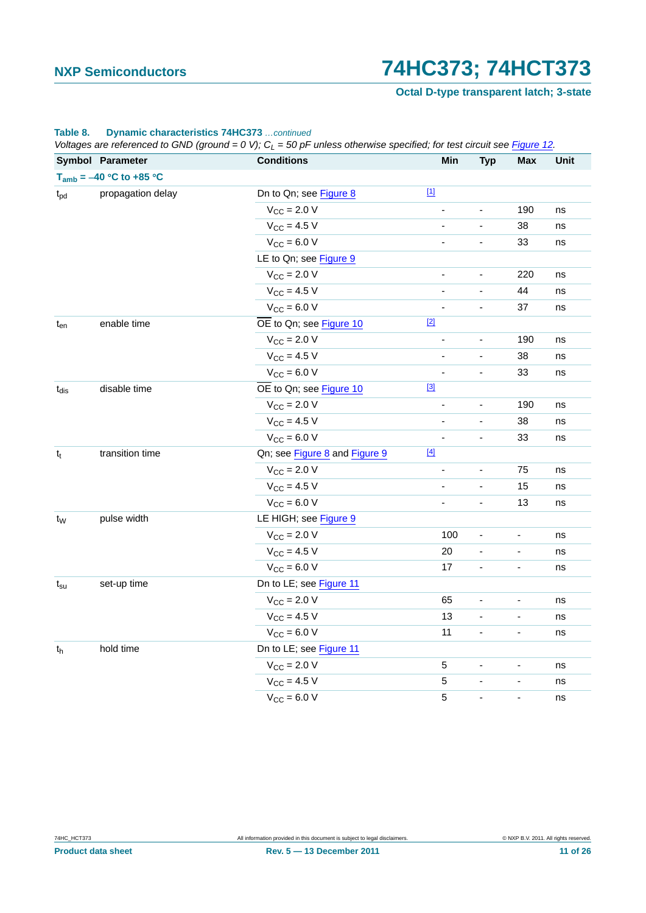**Table 8. Dynamic characteristics 74HC373** *…continued*

*Voltages are referenced to GND (ground = 0 V); $C_L$ = 50 pF unless otherwise specified; for test circuit see Figure 12.*

| Symbol | Parameter | Conditions | | Min | Typ | Max | Unit |
|---|---|---|---|---|---|---|---|
| **$T_{amb}$ = –40 °C to +85 °C** | | | | | | | |
| $t_{pd}$ | propagation delay | Dn to Qn; see Figure 8 | [1] | | | | |
| | | $V_{CC}$ = 2.0 V | | - | - | 190 | ns |
| | | $V_{CC}$ = 4.5 V | | - | - | 38 | ns |
| | | $V_{CC}$ = 6.0 V | | - | - | 33 | ns |
| | | LE to Qn; see Figure 9 | | | | | |
| | | $V_{CC}$ = 2.0 V | | - | - | 220 | ns |
| | | $V_{CC}$ = 4.5 V | | - | - | 44 | ns |
| | | $V_{CC}$ = 6.0 V | | - | - | 37 | ns |
| $t_{en}$ | enable time | $\overline{OE}$ to Qn; see Figure 10 | [2] | | | | |
| | | $V_{CC}$ = 2.0 V | | - | - | 190 | ns |
| | | $V_{CC}$ = 4.5 V | | - | - | 38 | ns |
| | | $V_{CC}$ = 6.0 V | | - | - | 33 | ns |
| $t_{dis}$ | disable time | $\overline{OE}$ to Qn; see Figure 10 | [3] | | | | |
| | | $V_{CC}$ = 2.0 V | | - | - | 190 | ns |
| | | $V_{CC}$ = 4.5 V | | - | - | 38 | ns |
| | | $V_{CC}$ = 6.0 V | | - | - | 33 | ns |
| $t_t$ | transition time | Qn; see Figure 8 and Figure 9 | [4] | | | | |
| | | $V_{CC}$ = 2.0 V | | - | - | 75 | ns |
| | | $V_{CC}$ = 4.5 V | | - | - | 15 | ns |
| | | $V_{CC}$ = 6.0 V | | - | - | 13 | ns |
| $t_W$ | pulse width | LE HIGH; see Figure 9 | | | | | |
| | | $V_{CC}$ = 2.0 V | | 100 | - | - | ns |
| | | $V_{CC}$ = 4.5 V | | 20 | - | - | ns |
| | | $V_{CC}$ = 6.0 V | | 17 | - | - | ns |
| $t_{su}$ | set-up time | Dn to LE; see Figure 11 | | | | | |
| | | $V_{CC}$ = 2.0 V | | 65 | - | - | ns |
| | | $V_{CC}$ = 4.5 V | | 13 | - | - | ns |
| | | $V_{CC}$ = 6.0 V | | 11 | - | - | ns |
| $t_h$ | hold time | Dn to LE; see Figure 11 | | | | | |
| | | $V_{CC}$ = 2.0 V | | 5 | - | - | ns |
| | | $V_{CC}$ = 4.5 V | | 5 | - | - | ns |
| | | $V_{CC}$ = 6.0 V | | 5 | - | - | ns |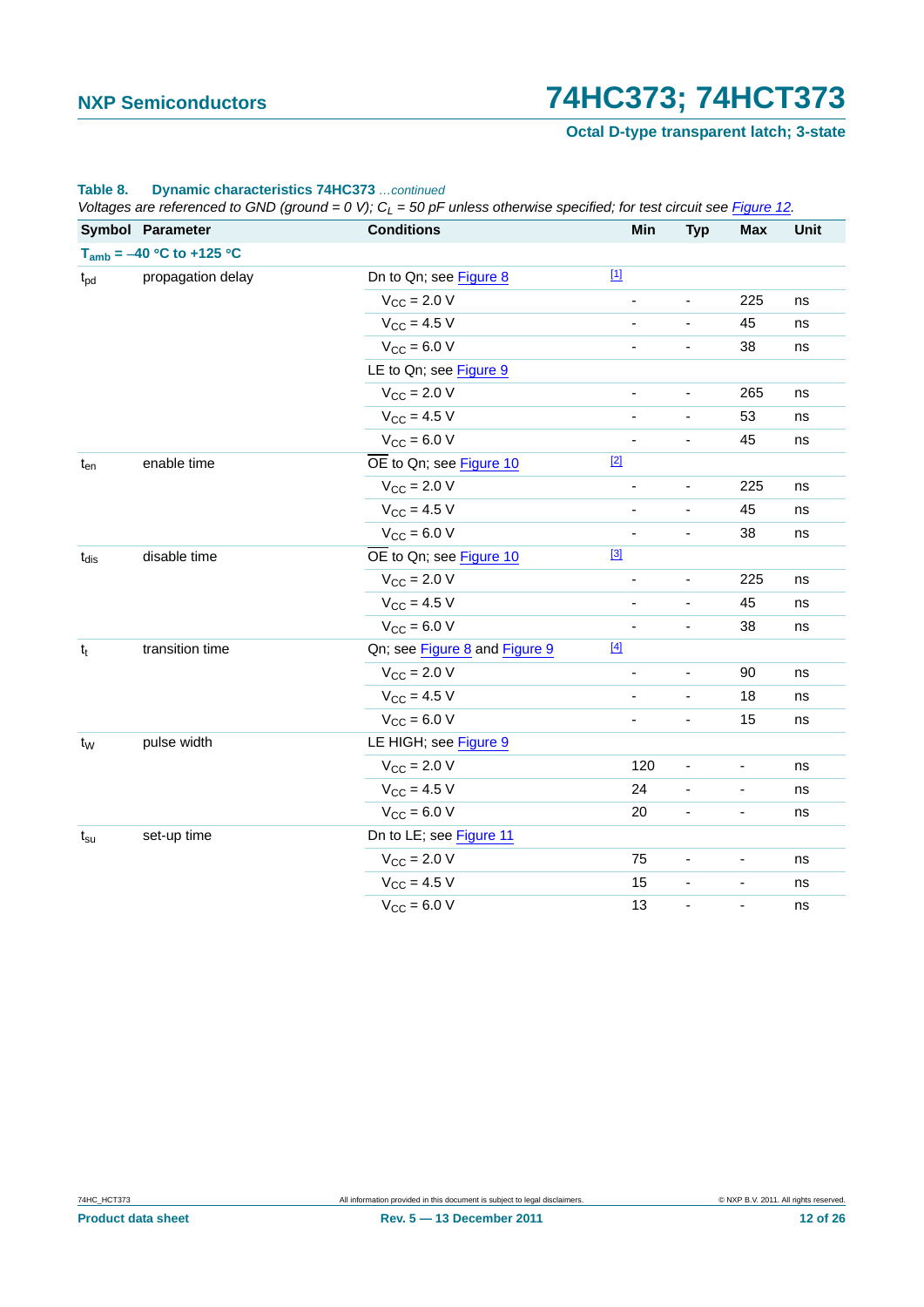**Table 8. Dynamic characteristics 74HC373** *…continued*

*Voltages are referenced to GND (ground = 0 V); $C_L$ = 50 pF unless otherwise specified; for test circuit see Figure 12.*

| Symbol | Parameter | Conditions | | Min | Typ | Max | Unit |
|---|---|---|---|---|---|---|---|
| **$T_{amb}$ = −40 °C to +125 °C** | | | | | | | |
| $t_{pd}$ | propagation delay | Dn to Qn; see Figure 8 | [1] | | | | |
| | | $V_{CC}$ = 2.0 V | | - | - | 225 | ns |
| | | $V_{CC}$ = 4.5 V | | - | - | 45 | ns |
| | | $V_{CC}$ = 6.0 V | | - | - | 38 | ns |
| | | LE to Qn; see Figure 9 | | | | | |
| | | $V_{CC}$ = 2.0 V | | - | - | 265 | ns |
| | | $V_{CC}$ = 4.5 V | | - | - | 53 | ns |
| | | $V_{CC}$ = 6.0 V | | - | - | 45 | ns |
| $t_{en}$ | enable time | $\overline{OE}$ to Qn; see Figure 10 | [2] | | | | |
| | | $V_{CC}$ = 2.0 V | | - | - | 225 | ns |
| | | $V_{CC}$ = 4.5 V | | - | - | 45 | ns |
| | | $V_{CC}$ = 6.0 V | | - | - | 38 | ns |
| $t_{dis}$ | disable time | $\overline{OE}$ to Qn; see Figure 10 | [3] | | | | |
| | | $V_{CC}$ = 2.0 V | | - | - | 225 | ns |
| | | $V_{CC}$ = 4.5 V | | - | - | 45 | ns |
| | | $V_{CC}$ = 6.0 V | | - | - | 38 | ns |
| $t_t$ | transition time | Qn; see Figure 8 and Figure 9 | [4] | | | | |
| | | $V_{CC}$ = 2.0 V | | - | - | 90 | ns |
| | | $V_{CC}$ = 4.5 V | | - | - | 18 | ns |
| | | $V_{CC}$ = 6.0 V | | - | - | 15 | ns |
| $t_W$ | pulse width | LE HIGH; see Figure 9 | | | | | |
| | | $V_{CC}$ = 2.0 V | | 120 | - | - | ns |
| | | $V_{CC}$ = 4.5 V | | 24 | - | - | ns |
| | | $V_{CC}$ = 6.0 V | | 20 | - | - | ns |
| $t_{su}$ | set-up time | Dn to LE; see Figure 11 | | | | | |
| | | $V_{CC}$ = 2.0 V | | 75 | - | - | ns |
| | | $V_{CC}$ = 4.5 V | | 15 | - | - | ns |
| | | $V_{CC}$ = 6.0 V | | 13 | - | - | ns |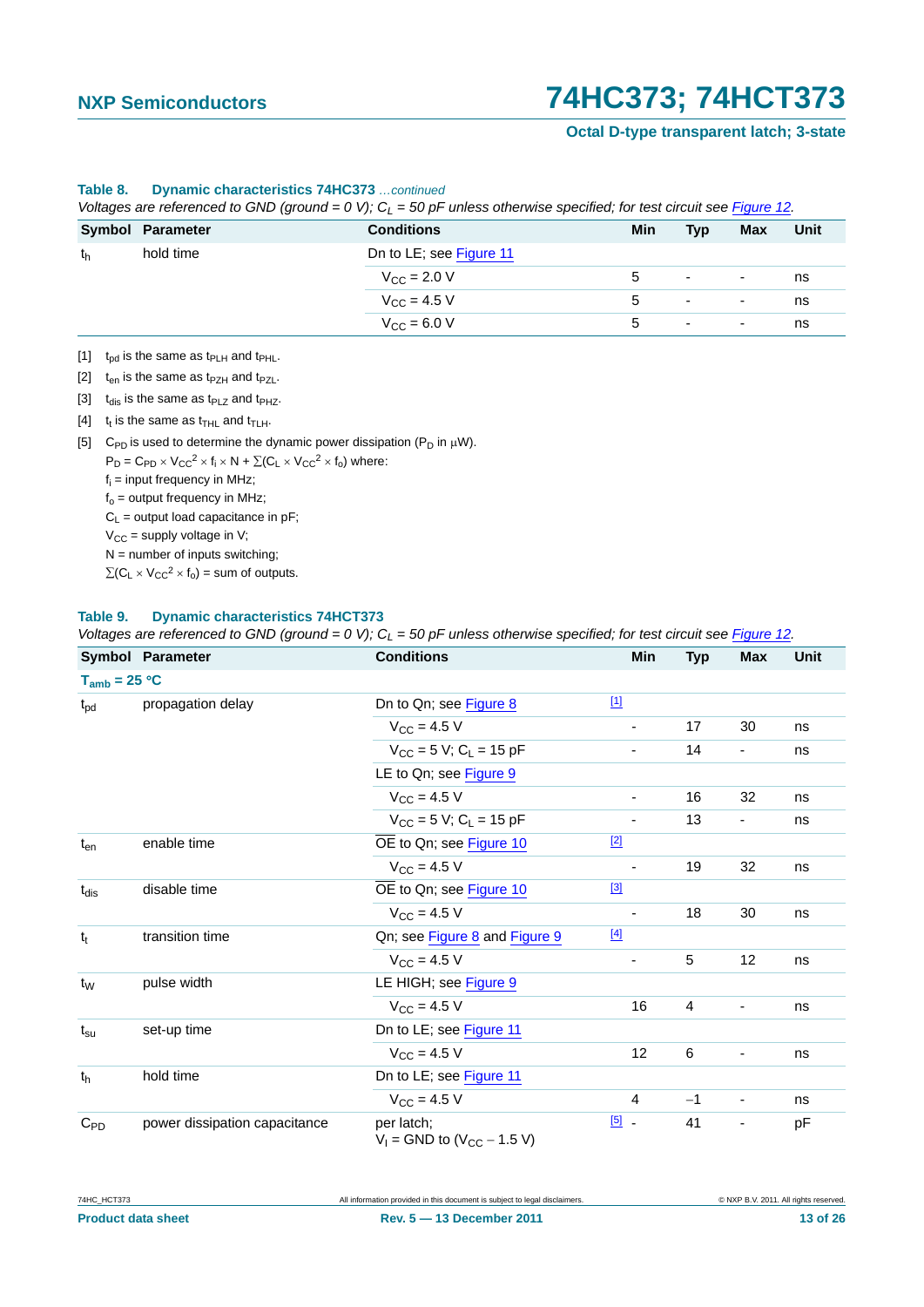**Table 8. Dynamic characteristics 74HC373** *…continued*

*Voltages are referenced to GND (ground = 0 V); $C_L$ = 50 pF unless otherwise specified; for test circuit see Figure 12.*

| Symbol | Parameter | Conditions | | Min | Typ | Max | Unit |
|---|---|---|---|---|---|---|---|
| $t_h$ | hold time | Dn to LE; see Figure 11 | | | | | |
| | | $V_{CC}$ = 2.0 V | | 5 | - | - | ns |
| | | $V_{CC}$ = 4.5 V | | 5 | - | - | ns |
| | | $V_{CC}$ = 6.0 V | | 5 | - | - | ns |

[1] $t_{pd}$ is the same as $t_{PLH}$ and $t_{PHL}$.

[2] $t_{en}$ is the same as $t_{PZH}$ and $t_{PZL}$.

[3] $t_{dis}$ is the same as $t_{PLZ}$ and $t_{PHZ}$.

[4] $t_t$ is the same as $t_{THL}$ and $t_{TLH}$.

[5] $C_{PD}$ is used to determine the dynamic power dissipation ($P_D$ in μW).

$P_D = C_{PD} \times V_{CC}^2 \times f_i \times N + \Sigma(C_L \times V_{CC}^2 \times f_o)$ where:

$f_i$ = input frequency in MHz;

$f_o$ = output frequency in MHz;

$C_L$ = output load capacitance in pF;

$V_{CC}$ = supply voltage in V;

N = number of inputs switching;

$\Sigma(C_L \times V_{CC}^2 \times f_o)$ = sum of outputs.

**Table 9. Dynamic characteristics 74HCT373**

*Voltages are referenced to GND (ground = 0 V); $C_L$ = 50 pF unless otherwise specified; for test circuit see Figure 12.*

| Symbol | Parameter | Conditions | | Min | Typ | Max | Unit |
|---|---|---|---|---|---|---|---|
| **$T_{amb}$ = 25 °C** | | | | | | | |
| $t_{pd}$ | propagation delay | Dn to Qn; see Figure 8 | [1] | | | | |
| | | $V_{CC}$ = 4.5 V | | - | 17 | 30 | ns |
| | | $V_{CC}$ = 5 V; $C_L$ = 15 pF | | - | 14 | - | ns |
| | | LE to Qn; see Figure 9 | | | | | |
| | | $V_{CC}$ = 4.5 V | | - | 16 | 32 | ns |
| | | $V_{CC}$ = 5 V; $C_L$ = 15 pF | | - | 13 | - | ns |
| $t_{en}$ | enable time | $\overline{OE}$ to Qn; see Figure 10 | [2] | | | | |
| | | $V_{CC}$ = 4.5 V | | - | 19 | 32 | ns |
| $t_{dis}$ | disable time | $\overline{OE}$ to Qn; see Figure 10 | [3] | | | | |
| | | $V_{CC}$ = 4.5 V | | - | 18 | 30 | ns |
| $t_t$ | transition time | Qn; see Figure 8 and Figure 9 | [4] | | | | |
| | | $V_{CC}$ = 4.5 V | | - | 5 | 12 | ns |
| $t_W$ | pulse width | LE HIGH; see Figure 9 | | | | | |
| | | $V_{CC}$ = 4.5 V | | 16 | 4 | - | ns |
| $t_{su}$ | set-up time | Dn to LE; see Figure 11 | | | | | |
| | | $V_{CC}$ = 4.5 V | | 12 | 6 | - | ns |
| $t_h$ | hold time | Dn to LE; see Figure 11 | | | | | |
| | | $V_{CC}$ = 4.5 V | | 4 | −1 | - | ns |
| $C_{PD}$ | power dissipation capacitance | per latch; $V_I$ = GND to ($V_{CC}$ − 1.5 V) | [5] | - | 41 | - | pF |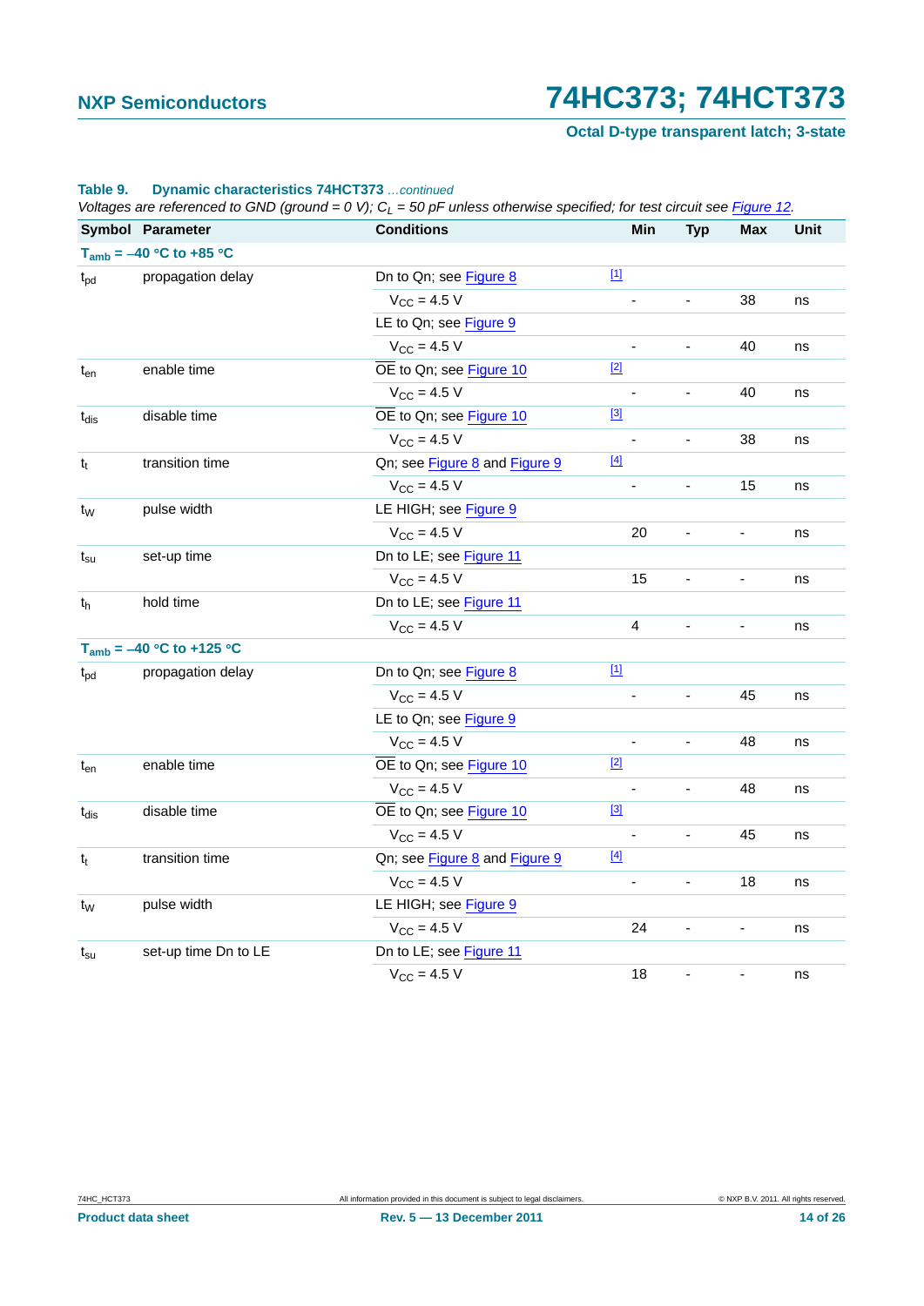**Table 9. Dynamic characteristics 74HCT373** *...continued*

*Voltages are referenced to GND (ground = 0 V); $C_L$ = 50 pF unless otherwise specified; for test circuit see Figure 12.*

| Symbol | Parameter | Conditions | | Min | Typ | Max | Unit |
|---|---|---|---|---|---|---|---|
| **$T_{amb}$ = −40 °C to +85 °C** | | | | | | | |
| $t_{pd}$ | propagation delay | Dn to Qn; see Figure 8 | [1] | | | | |
| | | $V_{CC}$ = 4.5 V | | - | - | 38 | ns |
| | | LE to Qn; see Figure 9 | | | | | |
| | | $V_{CC}$ = 4.5 V | | - | - | 40 | ns |
| $t_{en}$ | enable time | $\overline{OE}$ to Qn; see Figure 10 | [2] | | | | |
| | | $V_{CC}$ = 4.5 V | | - | - | 40 | ns |
| $t_{dis}$ | disable time | $\overline{OE}$ to Qn; see Figure 10 | [3] | | | | |
| | | $V_{CC}$ = 4.5 V | | - | - | 38 | ns |
| $t_t$ | transition time | Qn; see Figure 8 and Figure 9 | [4] | | | | |
| | | $V_{CC}$ = 4.5 V | | - | - | 15 | ns |
| $t_W$ | pulse width | LE HIGH; see Figure 9 | | | | | |
| | | $V_{CC}$ = 4.5 V | | 20 | - | - | ns |
| $t_{su}$ | set-up time | Dn to LE; see Figure 11 | | | | | |
| | | $V_{CC}$ = 4.5 V | | 15 | - | - | ns |
| $t_h$ | hold time | Dn to LE; see Figure 11 | | | | | |
| | | $V_{CC}$ = 4.5 V | | 4 | - | - | ns |
| **$T_{amb}$ = −40 °C to +125 °C** | | | | | | | |
| $t_{pd}$ | propagation delay | Dn to Qn; see Figure 8 | [1] | | | | |
| | | $V_{CC}$ = 4.5 V | | - | - | 45 | ns |
| | | LE to Qn; see Figure 9 | | | | | |
| | | $V_{CC}$ = 4.5 V | | - | - | 48 | ns |
| $t_{en}$ | enable time | $\overline{OE}$ to Qn; see Figure 10 | [2] | | | | |
| | | $V_{CC}$ = 4.5 V | | - | - | 48 | ns |
| $t_{dis}$ | disable time | $\overline{OE}$ to Qn; see Figure 10 | [3] | | | | |
| | | $V_{CC}$ = 4.5 V | | - | - | 45 | ns |
| $t_t$ | transition time | Qn; see Figure 8 and Figure 9 | [4] | | | | |
| | | $V_{CC}$ = 4.5 V | | - | - | 18 | ns |
| $t_W$ | pulse width | LE HIGH; see Figure 9 | | | | | |
| | | $V_{CC}$ = 4.5 V | | 24 | - | - | ns |
| $t_{su}$ | set-up time Dn to LE | Dn to LE; see Figure 11 | | | | | |
| | | $V_{CC}$ = 4.5 V | | 18 | - | - | ns |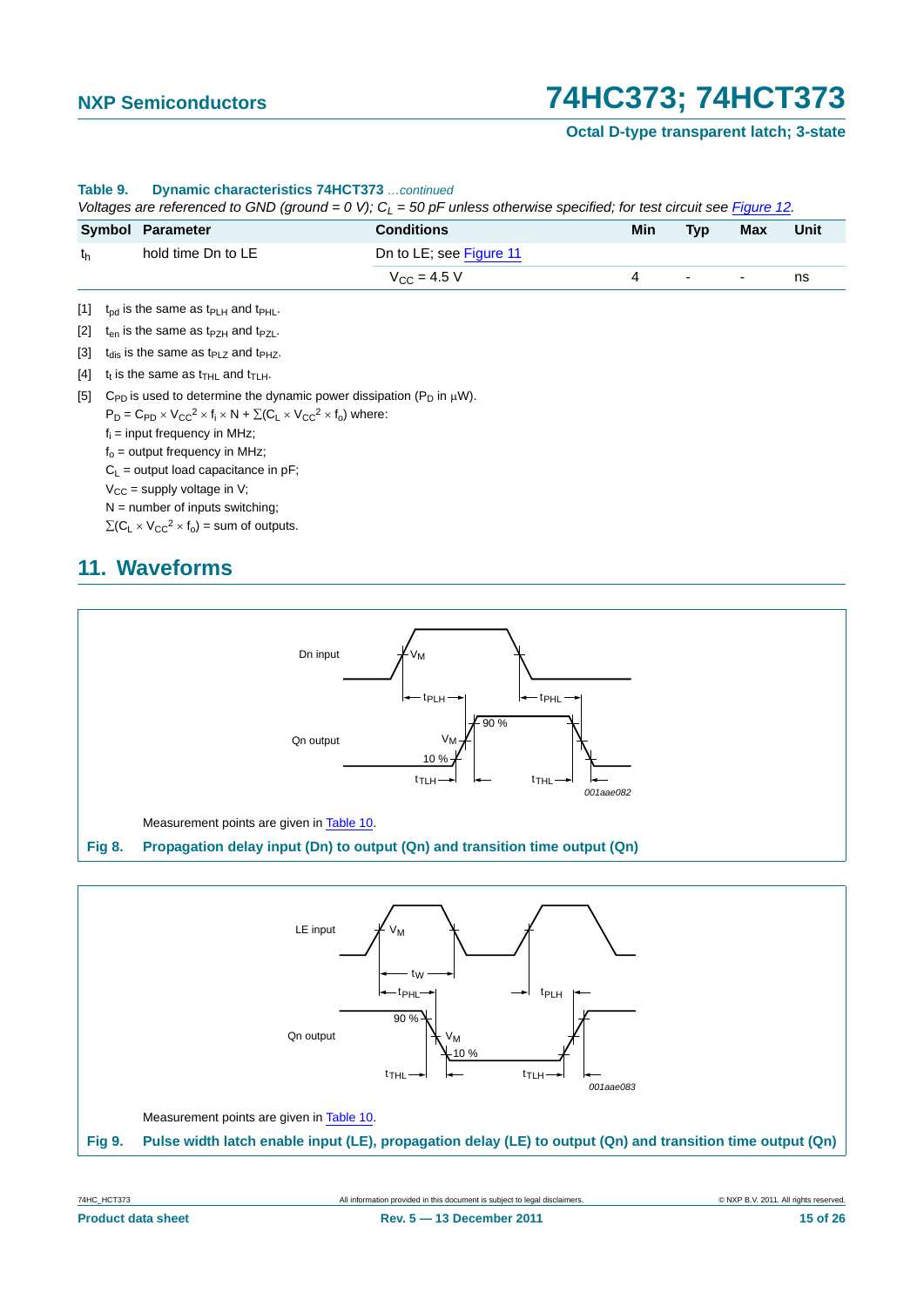**Table 9. Dynamic characteristics 74HCT373** *...continued*

*Voltages are referenced to GND (ground = 0 V); $C_L$ = 50 pF unless otherwise specified; for test circuit see Figure 12.*

| Symbol | Parameter | Conditions | Min | Typ | Max | Unit |
|---|---|---|---|---|---|---|
| $t_h$ | hold time Dn to LE | Dn to LE; see Figure 11 | | | | |
| | | $V_{CC}$ = 4.5 V | 4 | - | - | ns |

[1] $t_{pd}$ is the same as $t_{PLH}$ and $t_{PHL}$.

[2] $t_{en}$ is the same as $t_{PZH}$ and $t_{PZL}$.

[3] $t_{dis}$ is the same as $t_{PLZ}$ and $t_{PHZ}$.

[4] $t_t$ is the same as $t_{THL}$ and $t_{TLH}$.

[5] $C_{PD}$ is used to determine the dynamic power dissipation ($P_D$ in μW).

$P_D = C_{PD} \times V_{CC}^2 \times f_i \times N + \sum(C_L \times V_{CC}^2 \times f_o)$ where:

$f_i$ = input frequency in MHz;

$f_o$ = output frequency in MHz;

$C_L$ = output load capacitance in pF;

$V_{CC}$ = supply voltage in V;

N = number of inputs switching;

$\sum(C_L \times V_{CC}^2 \times f_o)$ = sum of outputs.

## 11. Waveforms

Measurement points are given in Table 10.

**Fig 8. Propagation delay input (Dn) to output (Qn) and transition time output (Qn)**

Measurement points are given in Table 10.

**Fig 9. Pulse width latch enable input (LE), propagation delay (LE) to output (Qn) and transition time output (Qn)**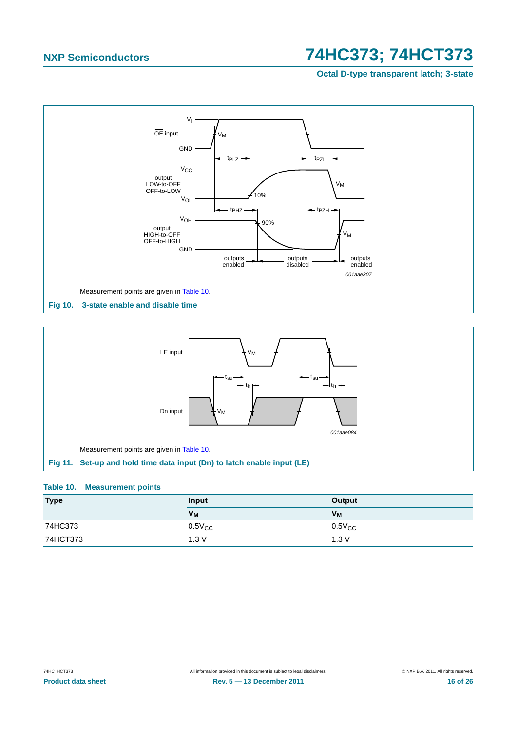Measurement points are given in Table 10.

**Fig 10. 3-state enable and disable time**

Measurement points are given in Table 10.

**Fig 11. Set-up and hold time data input (Dn) to latch enable input (LE)**

**Table 10. Measurement points**

| Type | Input | Output |
|---|---|---|
| | $V_M$ | $V_M$ |
| 74HC373 | $0.5V_{CC}$ | $0.5V_{CC}$ |
| 74HCT373 | 1.3 V | 1.3 V |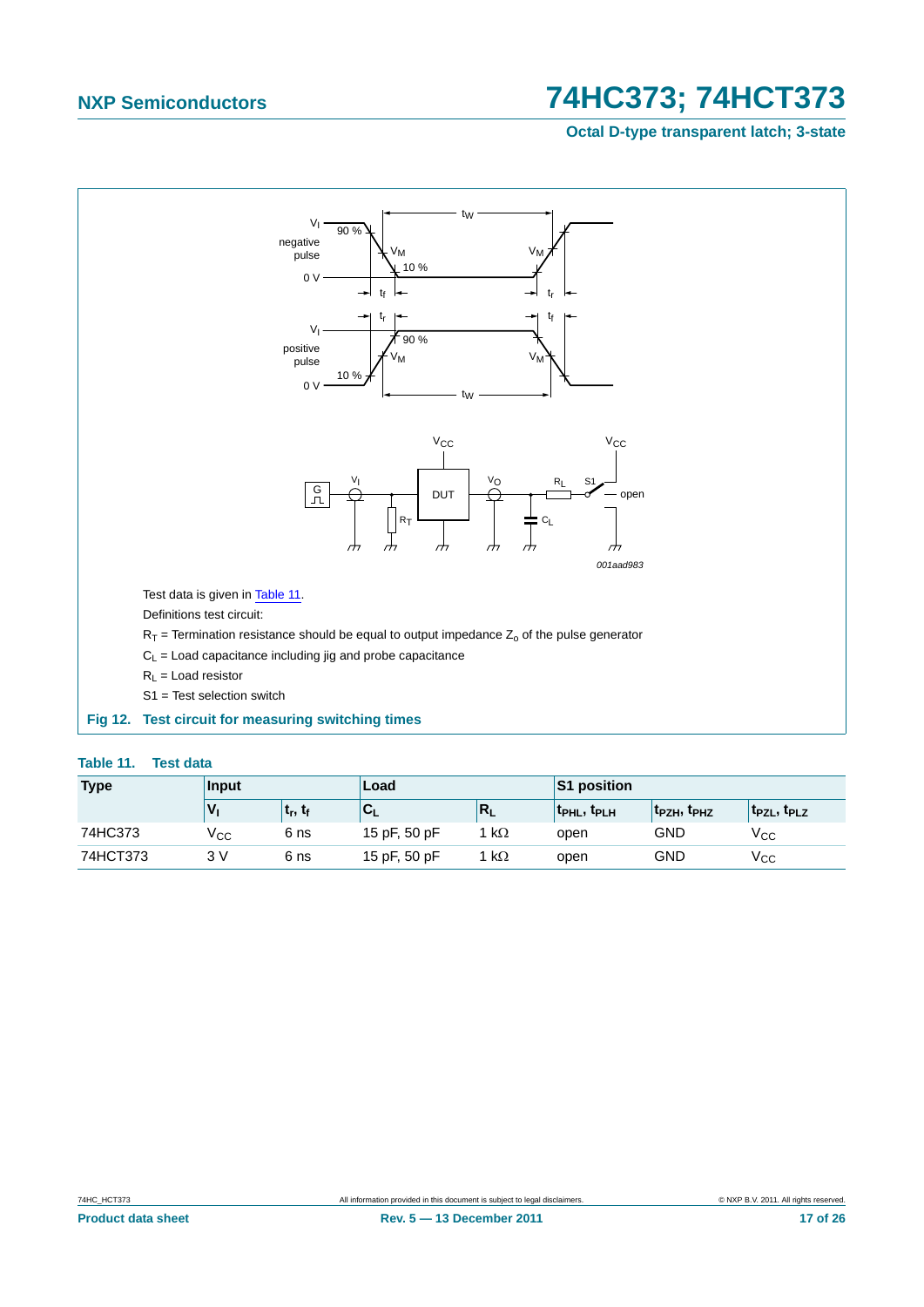Test data is given in Table 11.

Definitions test circuit:

$R_T$ = Termination resistance should be equal to output impedance $Z_o$ of the pulse generator

$C_L$ = Load capacitance including jig and probe capacitance

$R_L$ = Load resistor

S1 = Test selection switch

**Fig 12. Test circuit for measuring switching times**

**Table 11. Test data**

| Type | Input | | Load | | S1 position | | |
|---|---|---|---|---|---|---|---|
| | $V_I$ | $t_r$, $t_f$ | $C_L$ | $R_L$ | $t_{PHL}$, $t_{PLH}$ | $t_{PZH}$, $t_{PHZ}$ | $t_{PZL}$, $t_{PLZ}$ |
| 74HC373 | $V_{CC}$ | 6 ns | 15 pF, 50 pF | 1 kΩ | open | GND | $V_{CC}$ |
| 74HCT373 | 3 V | 6 ns | 15 pF, 50 pF | 1 kΩ | open | GND | $V_{CC}$ |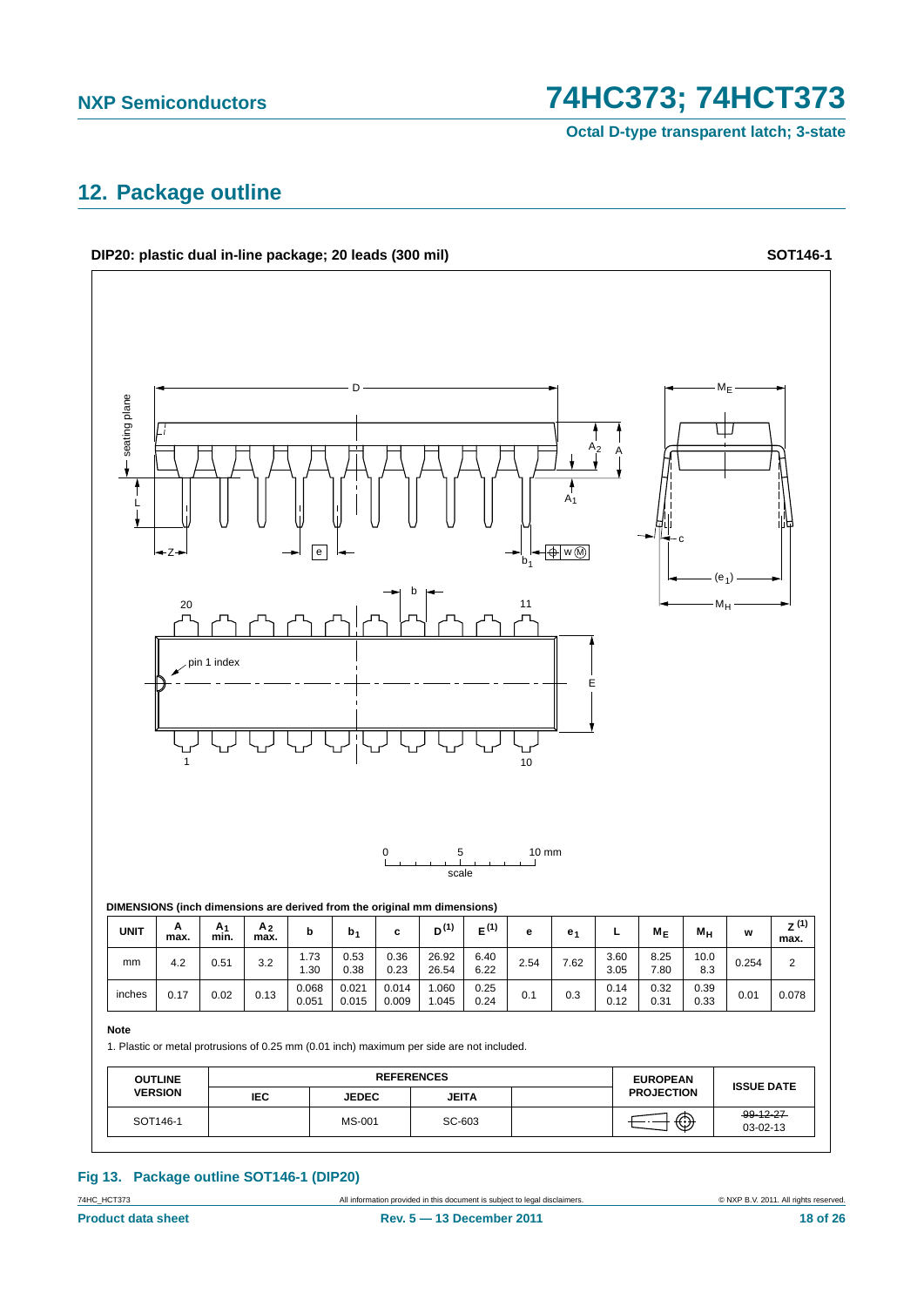## 12. Package outline

**DIP20: plastic dual in-line package; 20 leads (300 mil)** **SOT146-1**

DIMENSIONS (inch dimensions are derived from the original mm dimensions)

| UNIT | A max. | $A_1$ min. | $A_2$ max. | b | $b_1$ | c | $D^{(1)}$ | $E^{(1)}$ | e | $e_1$ | L | $M_E$ | $M_H$ | w | $Z^{(1)}$ max. |
|---|---|---|---|---|---|---|---|---|---|---|---|---|---|---|---|
| mm | 4.2 | 0.51 | 3.2 | 1.73<br>1.30 | 0.53<br>0.38 | 0.36<br>0.23 | 26.92<br>26.54 | 6.40<br>6.22 | 2.54 | 7.62 | 3.60<br>3.05 | 8.25<br>7.80 | 10.0<br>8.3 | 0.254 | 2 |
| inches | 0.17 | 0.02 | 0.13 | 0.068<br>0.051 | 0.021<br>0.015 | 0.014<br>0.009 | 1.060<br>1.045 | 0.25<br>0.24 | 0.1 | 0.3 | 0.14<br>0.12 | 0.32<br>0.31 | 0.39<br>0.33 | 0.01 | 0.078 |

**Note**

1. Plastic or metal protrusions of 0.25 mm (0.01 inch) maximum per side are not included.

| OUTLINE VERSION | REFERENCES | | | | EUROPEAN PROJECTION | ISSUE DATE |
|---|---|---|---|---|---|---|
| | IEC | JEDEC | JEITA | | | |
| SOT146-1 | | MS-001 | SC-603 | | | ~~99-12-27~~<br>03-02-13 |

**Fig 13. Package outline SOT146-1 (DIP20)**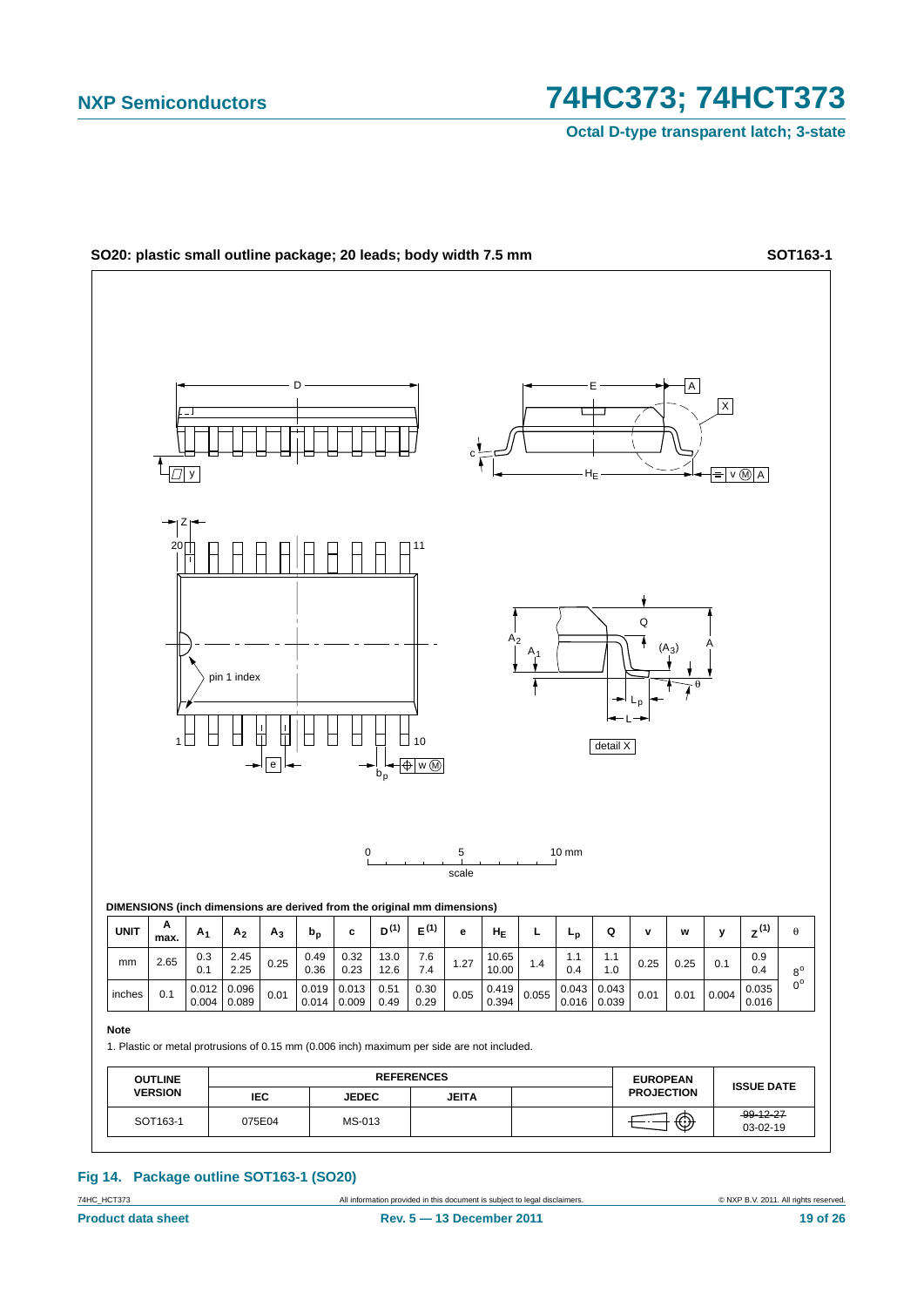**SO20: plastic small outline package; 20 leads; body width 7.5 mm** **SOT163-1**

**DIMENSIONS (inch dimensions are derived from the original mm dimensions)**

| UNIT | A max. | $A_1$ | $A_2$ | $A_3$ | $b_p$ | c | $D^{(1)}$ | $E^{(1)}$ | e | $H_E$ | L | $L_p$ | Q | v | w | y | $Z^{(1)}$ | θ |
|---|---|---|---|---|---|---|---|---|---|---|---|---|---|---|---|---|---|---|
| mm | 2.65 | 0.3<br>0.1 | 2.45<br>2.25 | 0.25 | 0.49<br>0.36 | 0.32<br>0.23 | 13.0<br>12.6 | 7.6<br>7.4 | 1.27 | 10.65<br>10.00 | 1.4 | 1.1<br>0.4 | 1.1<br>1.0 | 0.25 | 0.25 | 0.1 | 0.9<br>0.4 | 8°<br>0° |
| inches | 0.1 | 0.012<br>0.004 | 0.096<br>0.089 | 0.01 | 0.019<br>0.014 | 0.013<br>0.009 | 0.51<br>0.49 | 0.30<br>0.29 | 0.05 | 0.419<br>0.394 | 0.055 | 0.043<br>0.016 | 0.043<br>0.039 | 0.01 | 0.01 | 0.004 | 0.035<br>0.016 | |

**Note**

1. Plastic or metal protrusions of 0.15 mm (0.006 inch) maximum per side are not included.

| OUTLINE VERSION | REFERENCES | | | | EUROPEAN PROJECTION | ISSUE DATE |
|---|---|---|---|---|---|---|
| | IEC | JEDEC | JEITA | | | |
| SOT163-1 | 075E04 | MS-013 | | | | ~~99-12-27~~<br>03-02-19 |

**Fig 14. Package outline SOT163-1 (SO20)**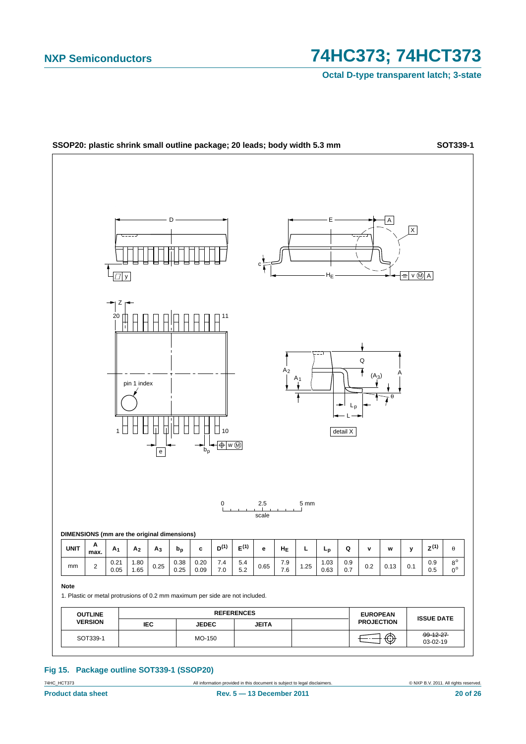**SSOP20: plastic shrink small outline package; 20 leads; body width 5.3 mm** **SOT339-1**

**DIMENSIONS (mm are the original dimensions)**

| UNIT | A max. | $A_1$ | $A_2$ | $A_3$ | $b_p$ | c | $D^{(1)}$ | $E^{(1)}$ | e | $H_E$ | L | $L_p$ | Q | v | w | y | $Z^{(1)}$ | θ |
|---|---|---|---|---|---|---|---|---|---|---|---|---|---|---|---|---|---|---|
| mm | 2 | 0.21<br>0.05 | 1.80<br>1.65 | 0.25 | 0.38<br>0.25 | 0.20<br>0.09 | 7.4<br>7.0 | 5.4<br>5.2 | 0.65 | 7.9<br>7.6 | 1.25 | 1.03<br>0.63 | 0.9<br>0.7 | 0.2 | 0.13 | 0.1 | 0.9<br>0.5 | 8°<br>0° |

**Note**

1. Plastic or metal protrusions of 0.2 mm maximum per side are not included.

| OUTLINE VERSION | REFERENCES | | | | EUROPEAN PROJECTION | ISSUE DATE |
|---|---|---|---|---|---|---|
| | IEC | JEDEC | JEITA | | | |
| SOT339-1 | | MO-150 | | | | ~~99-12-27~~<br>03-02-19 |

**Fig 15. Package outline SOT339-1 (SSOP20)**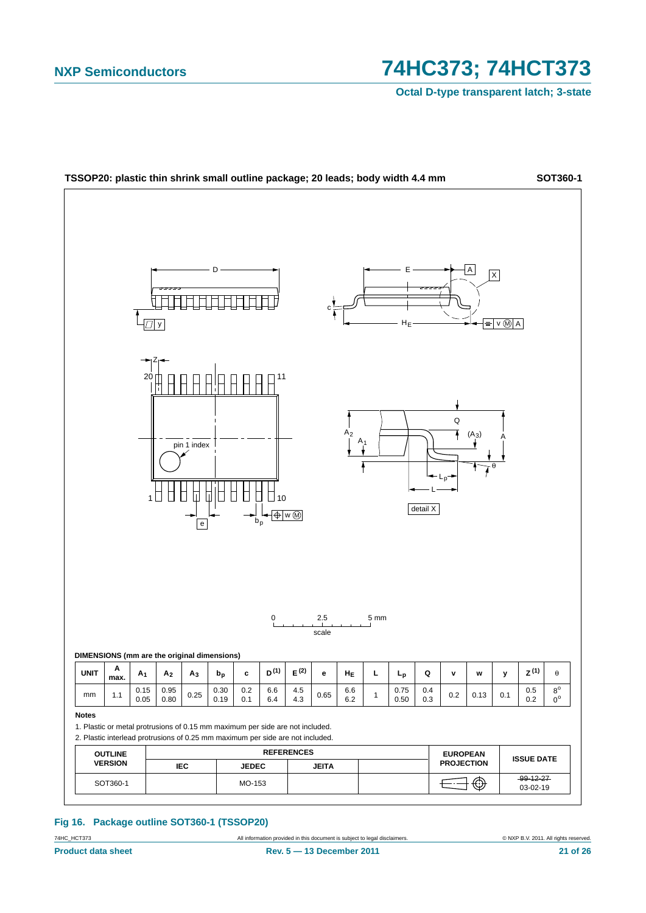**TSSOP20: plastic thin shrink small outline package; 20 leads; body width 4.4 mm** **SOT360-1**

**DIMENSIONS (mm are the original dimensions)**

| UNIT | A max. | $A_1$ | $A_2$ | $A_3$ | $b_p$ | c | D (1) | E (2) | e | $H_E$ | L | $L_p$ | Q | v | w | y | Z (1) | θ |
|---|---|---|---|---|---|---|---|---|---|---|---|---|---|---|---|---|---|---|
| mm | 1.1 | 0.15<br>0.05 | 0.95<br>0.80 | 0.25 | 0.30<br>0.19 | 0.2<br>0.1 | 6.6<br>6.4 | 4.5<br>4.3 | 0.65 | 6.6<br>6.2 | 1 | 0.75<br>0.50 | 0.4<br>0.3 | 0.2 | 0.13 | 0.1 | 0.5<br>0.2 | 8°<br>0° |

**Notes**

1. Plastic or metal protrusions of 0.15 mm maximum per side are not included.
2. Plastic interlead protrusions of 0.25 mm maximum per side are not included.

| OUTLINE VERSION | REFERENCES | | | | EUROPEAN PROJECTION | ISSUE DATE |
|---|---|---|---|---|---|---|
| | IEC | JEDEC | JEITA | | | |
| SOT360-1 | | MO-153 | | | | ~~99-12-27~~<br>03-02-19 |

**Fig 16. Package outline SOT360-1 (TSSOP20)**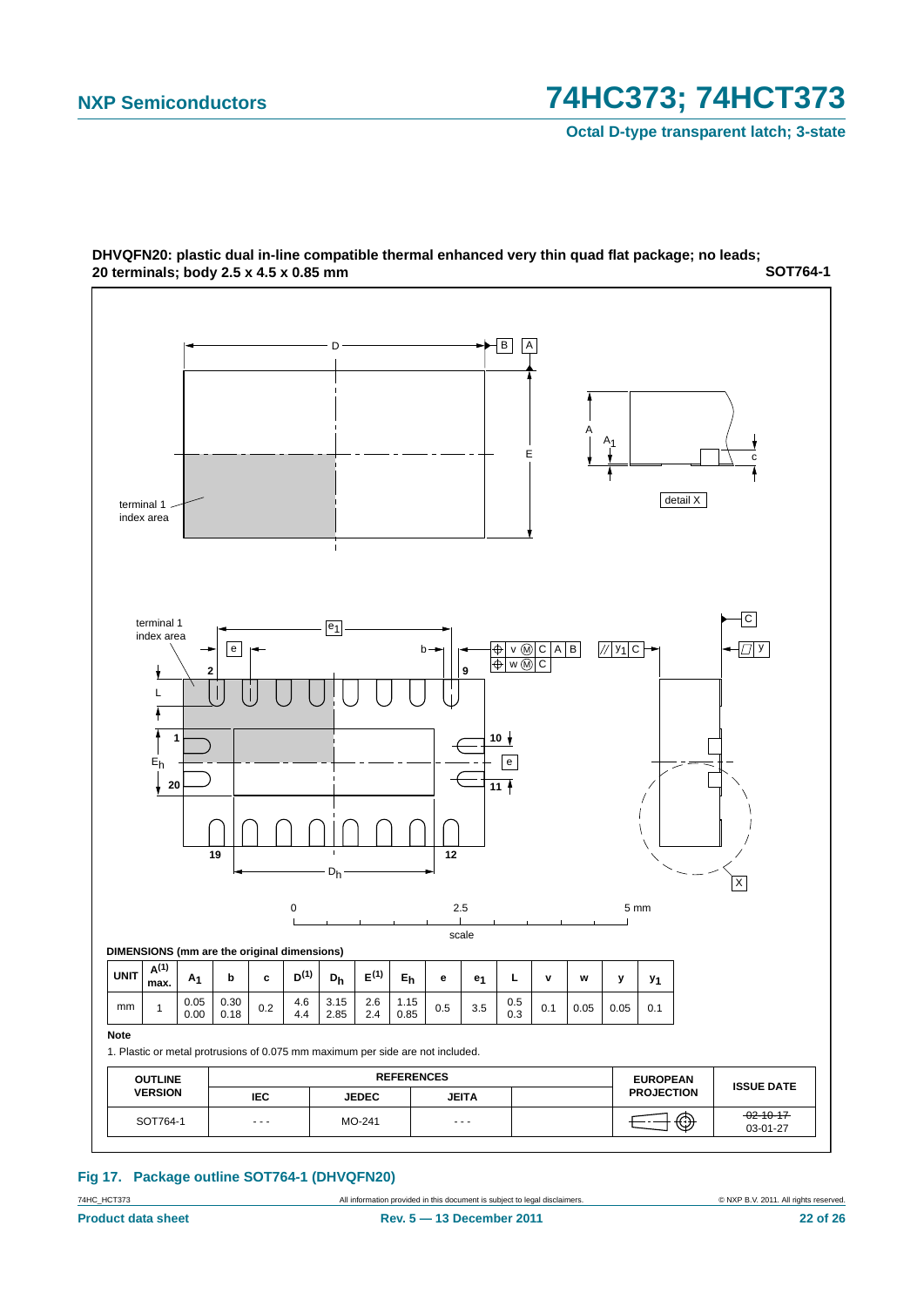**DHVQFN20: plastic dual in-line compatible thermal enhanced very thin quad flat package; no leads; 20 terminals; body 2.5 x 4.5 x 0.85 mm** **SOT764-1**

**DIMENSIONS (mm are the original dimensions)**

| UNIT | A[1] max. | $A_1$ | b | c | D[1] | $D_h$ | E[1] | $E_h$ | e | $e_1$ | L | v | w | y | $y_1$ |
|---|---|---|---|---|---|---|---|---|---|---|---|---|---|---|---|
| mm | 1 | 0.05<br>0.00 | 0.30<br>0.18 | 0.2 | 4.6<br>4.4 | 3.15<br>2.85 | 2.6<br>2.4 | 1.15<br>0.85 | 0.5 | 3.5 | 0.5<br>0.3 | 0.1 | 0.05 | 0.05 | 0.1 |

**Note**

1. Plastic or metal protrusions of 0.075 mm maximum per side are not included.

| OUTLINE VERSION | REFERENCES | | | | EUROPEAN PROJECTION | ISSUE DATE |
|---|---|---|---|---|---|---|
| | IEC | JEDEC | JEITA | | | |
| SOT764-1 | - - - | MO-241 | - - - | | | ~~02-10-17~~<br>03-01-27 |

**Fig 17. Package outline SOT764-1 (DHVQFN20)**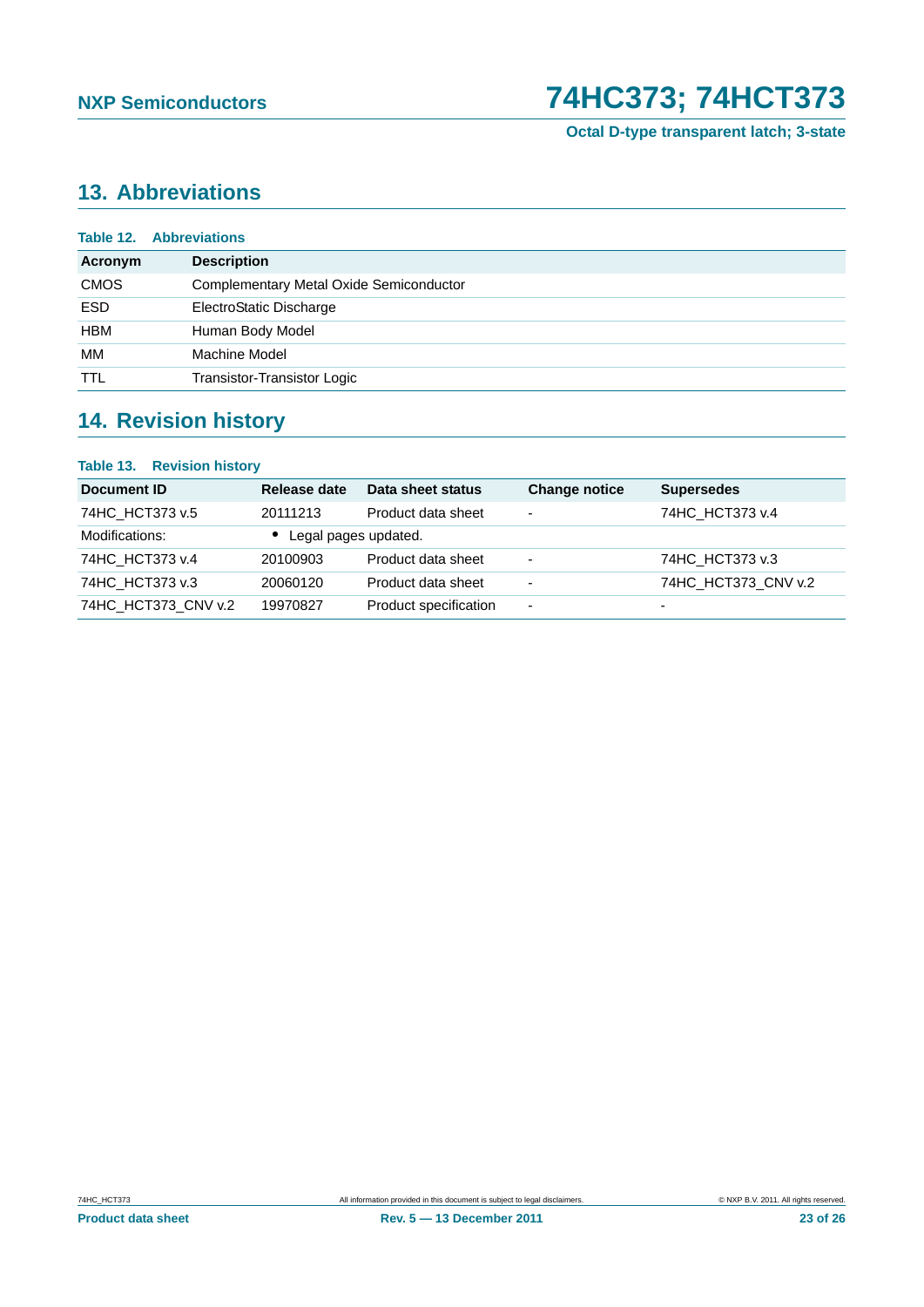## 13. Abbreviations

**Table 12. Abbreviations**

| Acronym | Description |
|---|---|
| CMOS | Complementary Metal Oxide Semiconductor |
| ESD | ElectroStatic Discharge |
| HBM | Human Body Model |
| MM | Machine Model |
| TTL | Transistor-Transistor Logic |

## 14. Revision history

**Table 13. Revision history**

| Document ID | Release date | Data sheet status | Change notice | Supersedes |
|---|---|---|---|---|
| 74HC_HCT373 v.5 | 20111213 | Product data sheet | - | 74HC_HCT373 v.4 |
| Modifications: | • Legal pages updated. | | | |
| 74HC_HCT373 v.4 | 20100903 | Product data sheet | - | 74HC_HCT373 v.3 |
| 74HC_HCT373 v.3 | 20060120 | Product data sheet | - | 74HC_HCT373_CNV v.2 |
| 74HC_HCT373_CNV v.2 | 19970827 | Product specification | - | - |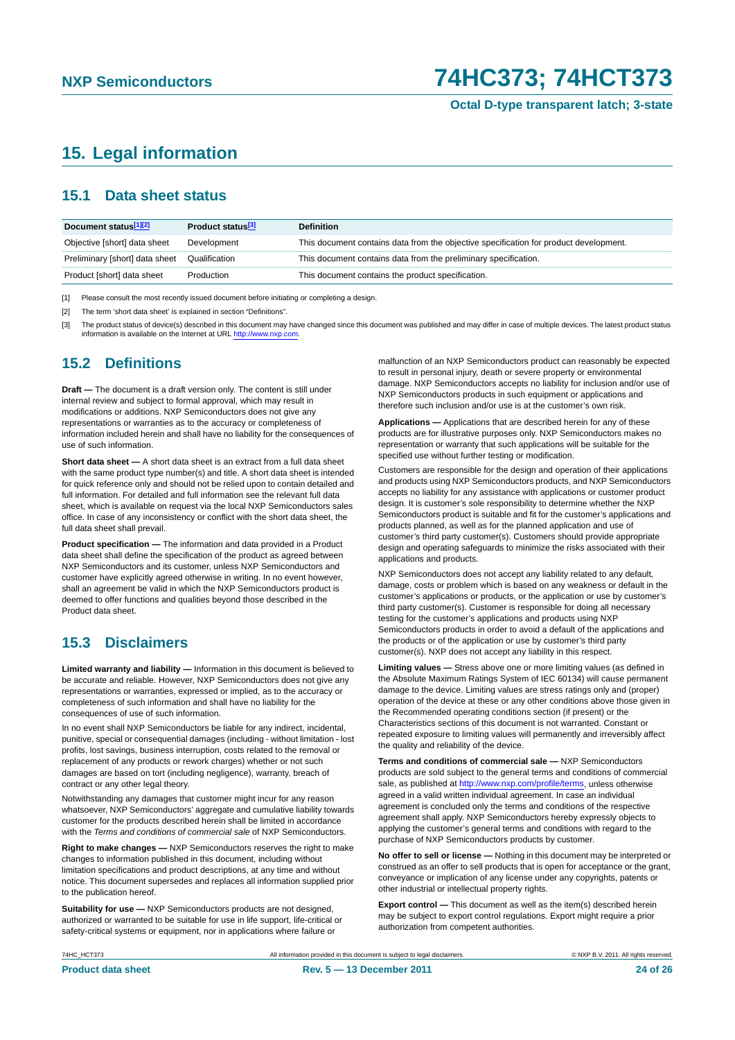# 15. Legal information

## 15.1 Data sheet status

| Document status[1][2] | Product status[3] | Definition |
|---|---|---|
| Objective [short] data sheet | Development | This document contains data from the objective specification for product development. |
| Preliminary [short] data sheet | Qualification | This document contains data from the preliminary specification. |
| Product [short] data sheet | Production | This document contains the product specification. |

[1] Please consult the most recently issued document before initiating or completing a design.

[2] The term 'short data sheet' is explained in section "Definitions".

[3] The product status of device(s) described in this document may have changed since this document was published and may differ in case of multiple devices. The latest product status information is available on the Internet at URL http://www.nxp.com.

## 15.2 Definitions

**Draft —** The document is a draft version only. The content is still under internal review and subject to formal approval, which may result in modifications or additions. NXP Semiconductors does not give any representations or warranties as to the accuracy or completeness of information included herein and shall have no liability for the consequences of use of such information.

**Short data sheet —** A short data sheet is an extract from a full data sheet with the same product type number(s) and title. A short data sheet is intended for quick reference only and should not be relied upon to contain detailed and full information. For detailed and full information see the relevant full data sheet, which is available on request via the local NXP Semiconductors sales office. In case of any inconsistency or conflict with the short data sheet, the full data sheet shall prevail.

**Product specification —** The information and data provided in a Product data sheet shall define the specification of the product as agreed between NXP Semiconductors and its customer, unless NXP Semiconductors and customer have explicitly agreed otherwise in writing. In no event however, shall an agreement be valid in which the NXP Semiconductors product is deemed to offer functions and qualities beyond those described in the Product data sheet.

## 15.3 Disclaimers

**Limited warranty and liability —** Information in this document is believed to be accurate and reliable. However, NXP Semiconductors does not give any representations or warranties, expressed or implied, as to the accuracy or completeness of such information and shall have no liability for the consequences of use of such information.

In no event shall NXP Semiconductors be liable for any indirect, incidental, punitive, special or consequential damages (including - without limitation - lost profits, lost savings, business interruption, costs related to the removal or replacement of any products or rework charges) whether or not such damages are based on tort (including negligence), warranty, breach of contract or any other legal theory.

Notwithstanding any damages that customer might incur for any reason whatsoever, NXP Semiconductors' aggregate and cumulative liability towards customer for the products described herein shall be limited in accordance with the *Terms and conditions of commercial sale* of NXP Semiconductors.

**Right to make changes —** NXP Semiconductors reserves the right to make changes to information published in this document, including without limitation specifications and product descriptions, at any time and without notice. This document supersedes and replaces all information supplied prior to the publication hereof.

**Suitability for use —** NXP Semiconductors products are not designed, authorized or warranted to be suitable for use in life support, life-critical or safety-critical systems or equipment, nor in applications where failure or malfunction of an NXP Semiconductors product can reasonably be expected to result in personal injury, death or severe property or environmental damage. NXP Semiconductors accepts no liability for inclusion and/or use of NXP Semiconductors products in such equipment or applications and therefore such inclusion and/or use is at the customer's own risk.

**Applications —** Applications that are described herein for any of these products are for illustrative purposes only. NXP Semiconductors makes no representation or warranty that such applications will be suitable for the specified use without further testing or modification.

Customers are responsible for the design and operation of their applications and products using NXP Semiconductors products, and NXP Semiconductors accepts no liability for any assistance with applications or customer product design. It is customer's sole responsibility to determine whether the NXP Semiconductors product is suitable and fit for the customer's applications and products planned, as well as for the planned application and use of customer's third party customer(s). Customers should provide appropriate design and operating safeguards to minimize the risks associated with their applications and products.

NXP Semiconductors does not accept any liability related to any default, damage, costs or problem which is based on any weakness or default in the customer's applications or products, or the application or use by customer's third party customer(s). Customer is responsible for doing all necessary testing for the customer's applications and products using NXP Semiconductors products in order to avoid a default of the applications and the products or of the application or use by customer's third party customer(s). NXP does not accept any liability in this respect.

**Limiting values —** Stress above one or more limiting values (as defined in the Absolute Maximum Ratings System of IEC 60134) will cause permanent damage to the device. Limiting values are stress ratings only and (proper) operation of the device at these or any other conditions above those given in the Recommended operating conditions section (if present) or the Characteristics sections of this document is not warranted. Constant or repeated exposure to limiting values will permanently and irreversibly affect the quality and reliability of the device.

**Terms and conditions of commercial sale —** NXP Semiconductors products are sold subject to the general terms and conditions of commercial sale, as published at http://www.nxp.com/profile/terms, unless otherwise agreed in a valid written individual agreement. In case an individual agreement is concluded only the terms and conditions of the respective agreement shall apply. NXP Semiconductors hereby expressly objects to applying the customer's general terms and conditions with regard to the purchase of NXP Semiconductors products by customer.

**No offer to sell or license —** Nothing in this document may be interpreted or construed as an offer to sell products that is open for acceptance or the grant, conveyance or implication of any license under any copyrights, patents or other industrial or intellectual property rights.

**Export control —** This document as well as the item(s) described herein may be subject to export control regulations. Export might require a prior authorization from competent authorities.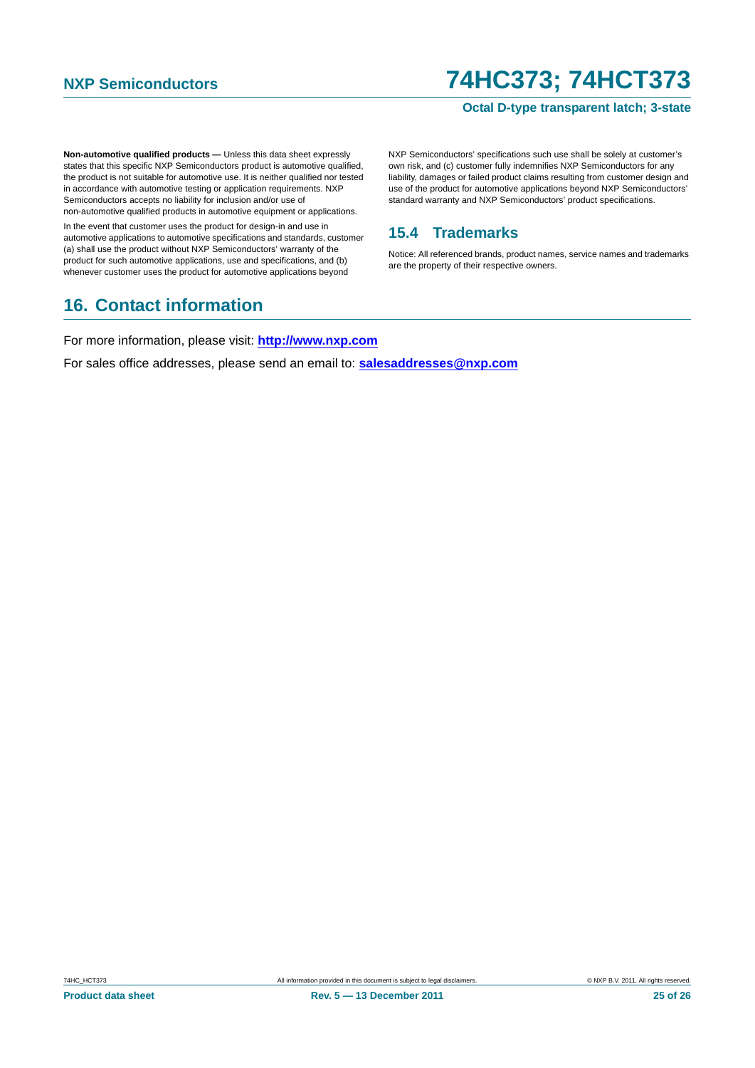**Non-automotive qualified products —** Unless this data sheet expressly states that this specific NXP Semiconductors product is automotive qualified, the product is not suitable for automotive use. It is neither qualified nor tested in accordance with automotive testing or application requirements. NXP Semiconductors accepts no liability for inclusion and/or use of non-automotive qualified products in automotive equipment or applications.

In the event that customer uses the product for design-in and use in automotive applications to automotive specifications and standards, customer (a) shall use the product without NXP Semiconductors' warranty of the product for such automotive applications, use and specifications, and (b) whenever customer uses the product for automotive applications beyond NXP Semiconductors' specifications such use shall be solely at customer's own risk, and (c) customer fully indemnifies NXP Semiconductors for any liability, damages or failed product claims resulting from customer design and use of the product for automotive applications beyond NXP Semiconductors' standard warranty and NXP Semiconductors' product specifications.

### 15.4 Trademarks

Notice: All referenced brands, product names, service names and trademarks are the property of their respective owners.

## 16. Contact information

For more information, please visit: **http://www.nxp.com**

For sales office addresses, please send an email to: **salesaddresses@nxp.com**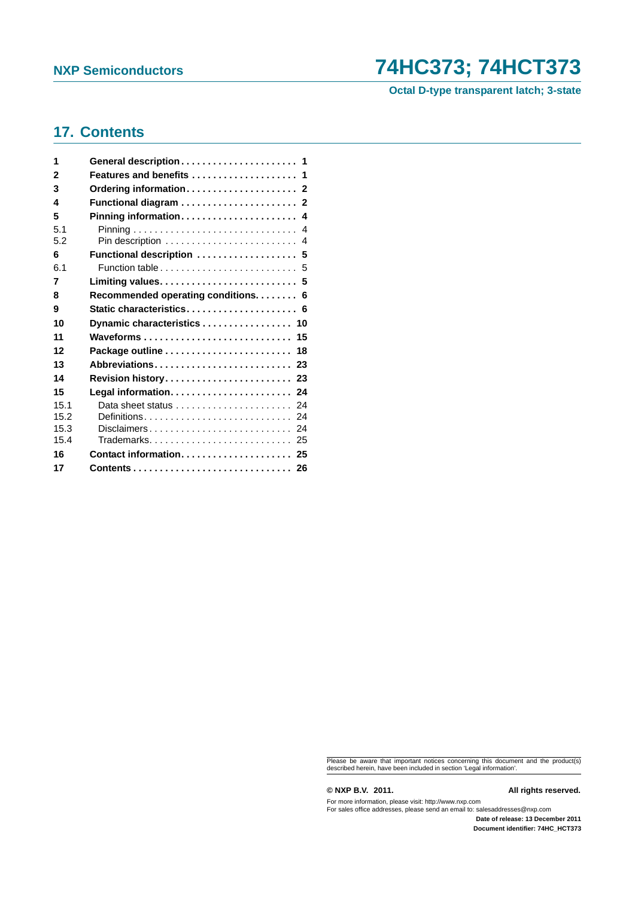## 17. Contents

| | | |
|---|---|---|
| **1** | **General description** | **1** |
| **2** | **Features and benefits** | **1** |
| **3** | **Ordering information** | **2** |
| **4** | **Functional diagram** | **2** |
| **5** | **Pinning information** | **4** |
| 5.1 | Pinning | 4 |
| 5.2 | Pin description | 4 |
| **6** | **Functional description** | **5** |
| 6.1 | Function table | 5 |
| **7** | **Limiting values** | **5** |
| **8** | **Recommended operating conditions** | **6** |
| **9** | **Static characteristics** | **6** |
| **10** | **Dynamic characteristics** | **10** |
| **11** | **Waveforms** | **15** |
| **12** | **Package outline** | **18** |
| **13** | **Abbreviations** | **23** |
| **14** | **Revision history** | **23** |
| **15** | **Legal information** | **24** |
| 15.1 | Data sheet status | 24 |
| 15.2 | Definitions | 24 |
| 15.3 | Disclaimers | 24 |
| 15.4 | Trademarks | 25 |
| **16** | **Contact information** | **25** |
| **17** | **Contents** | **26** |

Please be aware that important notices concerning this document and the product(s) described herein, have been included in section 'Legal information'.

**© NXP B.V. 2011.** **All rights reserved.**

For more information, please visit: http://www.nxp.com
For sales office addresses, please send an email to: salesaddresses@nxp.com

**Date of release: 13 December 2011**
**Document identifier: 74HC_HCT373**